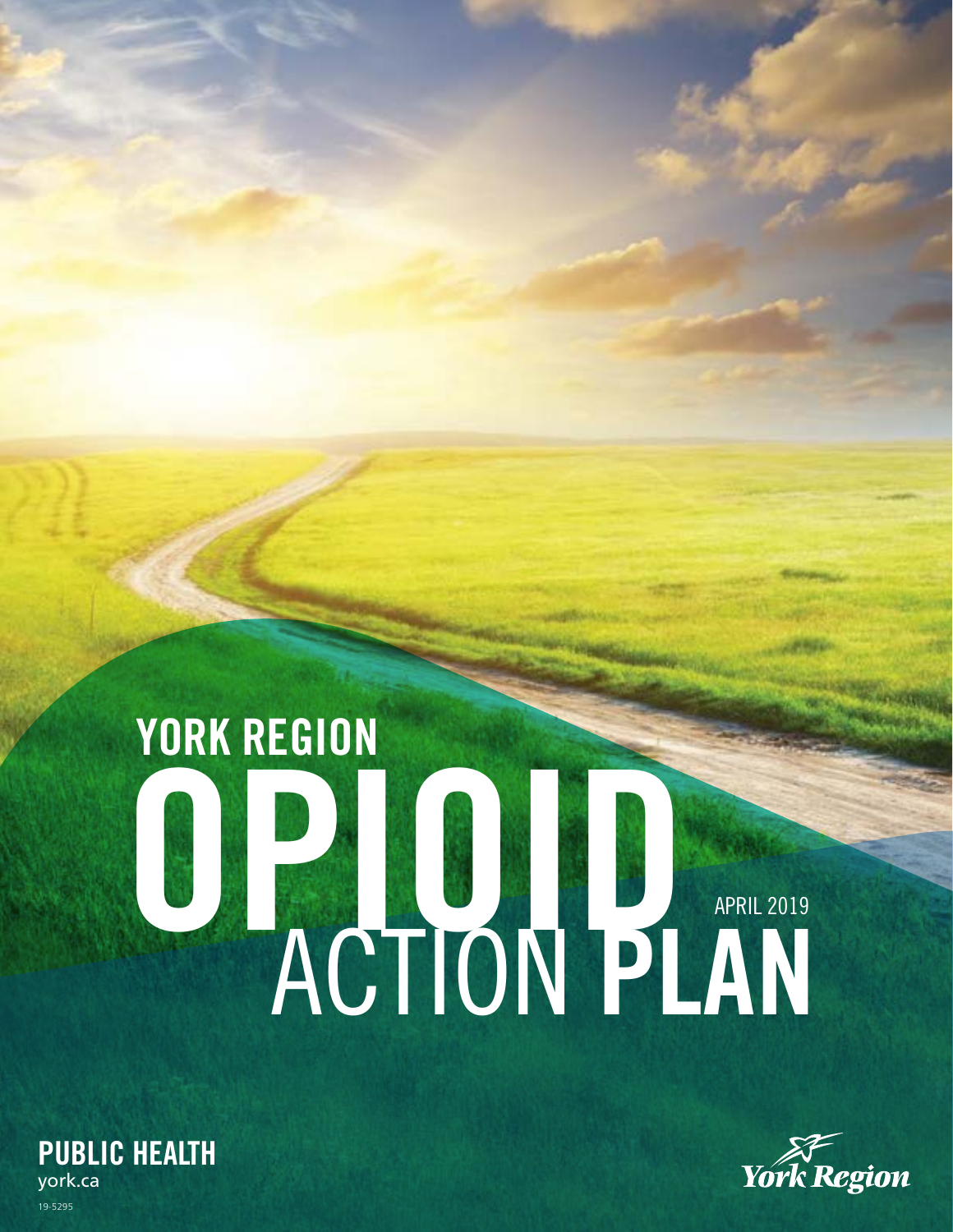# YORK REGION OPIOID ACTION PLAN

APRIL 2019

**PUBLIC HEALTH**
york.ca

19-5295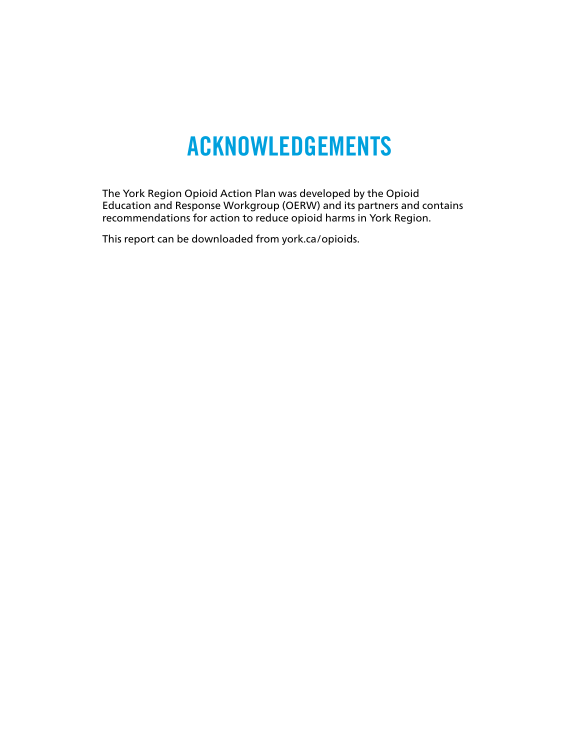# ACKNOWLEDGEMENTS

The York Region Opioid Action Plan was developed by the Opioid Education and Response Workgroup (OERW) and its partners and contains recommendations for action to reduce opioid harms in York Region.

This report can be downloaded from york.ca/opioids.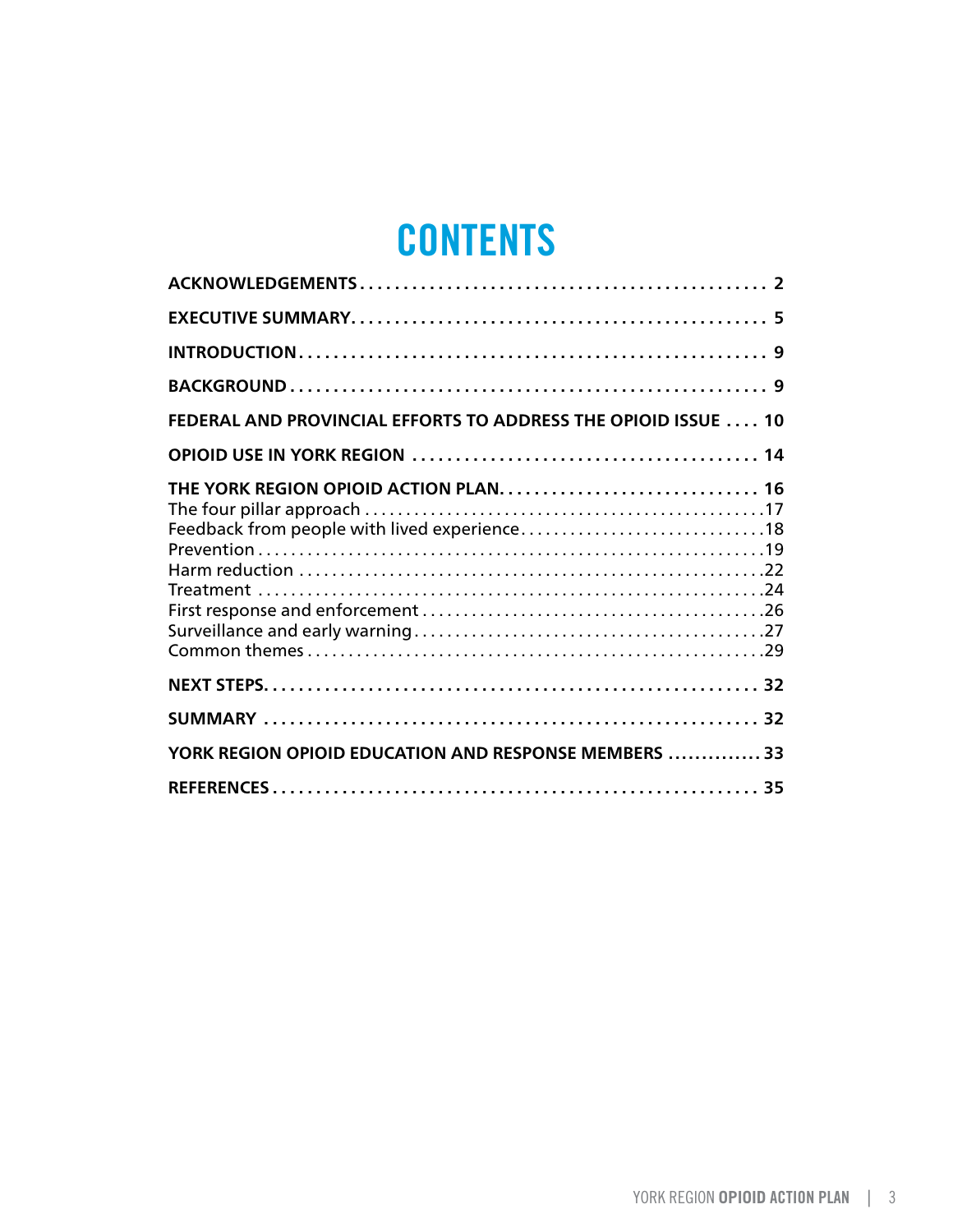# CONTENTS

**ACKNOWLEDGEMENTS** . . . . . . . . . . 2

**EXECUTIVE SUMMARY** . . . . . . . . . . 5

**INTRODUCTION** . . . . . . . . . . 9

**BACKGROUND** . . . . . . . . . . 9

**FEDERAL AND PROVINCIAL EFFORTS TO ADDRESS THE OPIOID ISSUE** . . . . 10

**OPIOID USE IN YORK REGION** . . . . . . . . . . 14

**THE YORK REGION OPIOID ACTION PLAN** . . . . . . . . . . 16

The four pillar approach . . . . . . . . . . 17

Feedback from people with lived experience . . . . . . . . . . 18

Prevention . . . . . . . . . . 19

Harm reduction . . . . . . . . . . 22

Treatment . . . . . . . . . . 24

First response and enforcement . . . . . . . . . . 26

Surveillance and early warning . . . . . . . . . . 27

Common themes . . . . . . . . . . 29

**NEXT STEPS** . . . . . . . . . . 32

**SUMMARY** . . . . . . . . . . 32

**YORK REGION OPIOID EDUCATION AND RESPONSE MEMBERS** . . . . . . . . . . 33

**REFERENCES** . . . . . . . . . . 35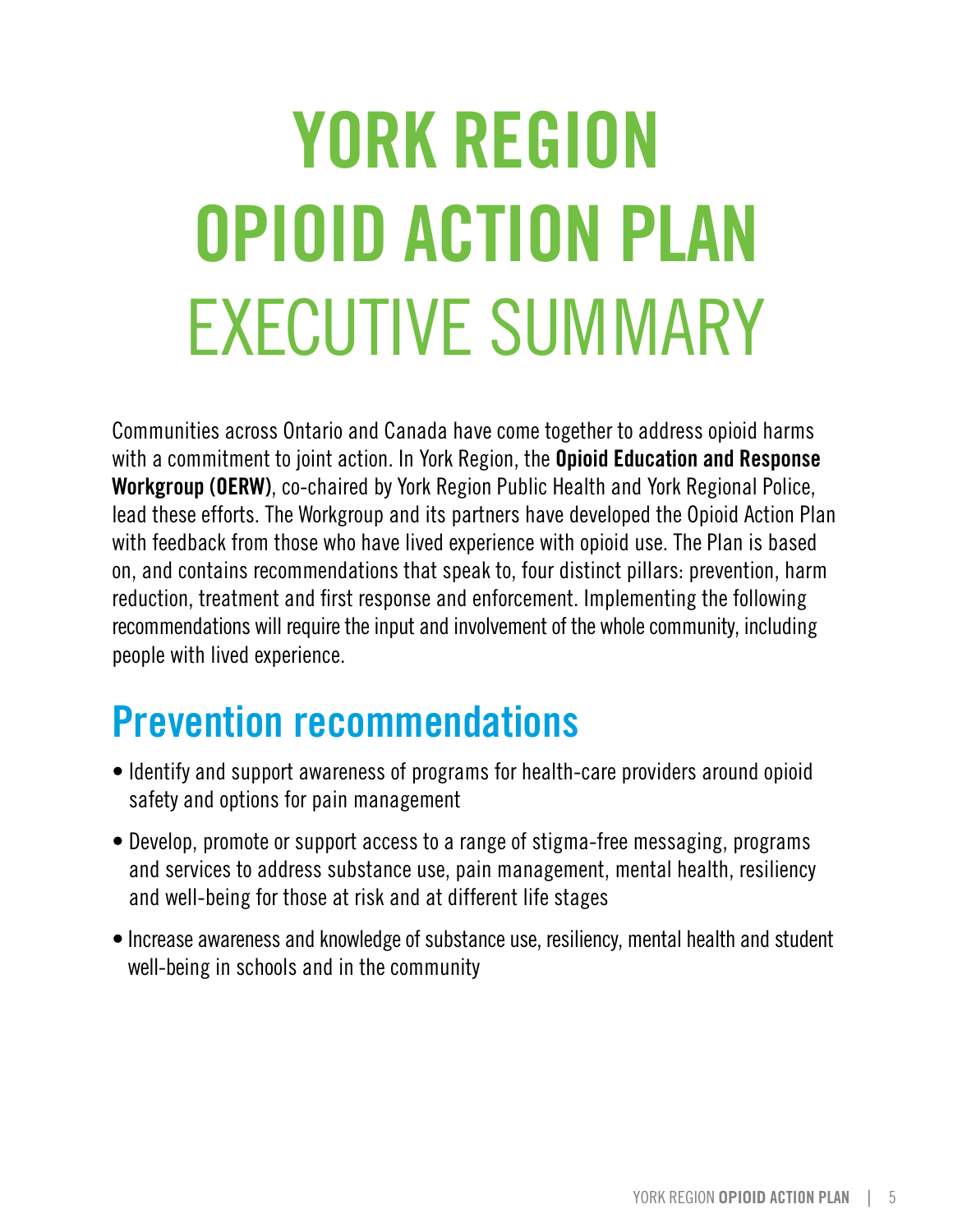# YORK REGION OPIOID ACTION PLAN EXECUTIVE SUMMARY

Communities across Ontario and Canada have come together to address opioid harms with a commitment to joint action. In York Region, the **Opioid Education and Response Workgroup (OERW)**, co-chaired by York Region Public Health and York Regional Police, lead these efforts. The Workgroup and its partners have developed the Opioid Action Plan with feedback from those who have lived experience with opioid use. The Plan is based on, and contains recommendations that speak to, four distinct pillars: prevention, harm reduction, treatment and first response and enforcement. Implementing the following recommendations will require the input and involvement of the whole community, including people with lived experience.

## Prevention recommendations

- Identify and support awareness of programs for health-care providers around opioid safety and options for pain management
- Develop, promote or support access to a range of stigma-free messaging, programs and services to address substance use, pain management, mental health, resiliency and well-being for those at risk and at different life stages
- Increase awareness and knowledge of substance use, resiliency, mental health and student well-being in schools and in the community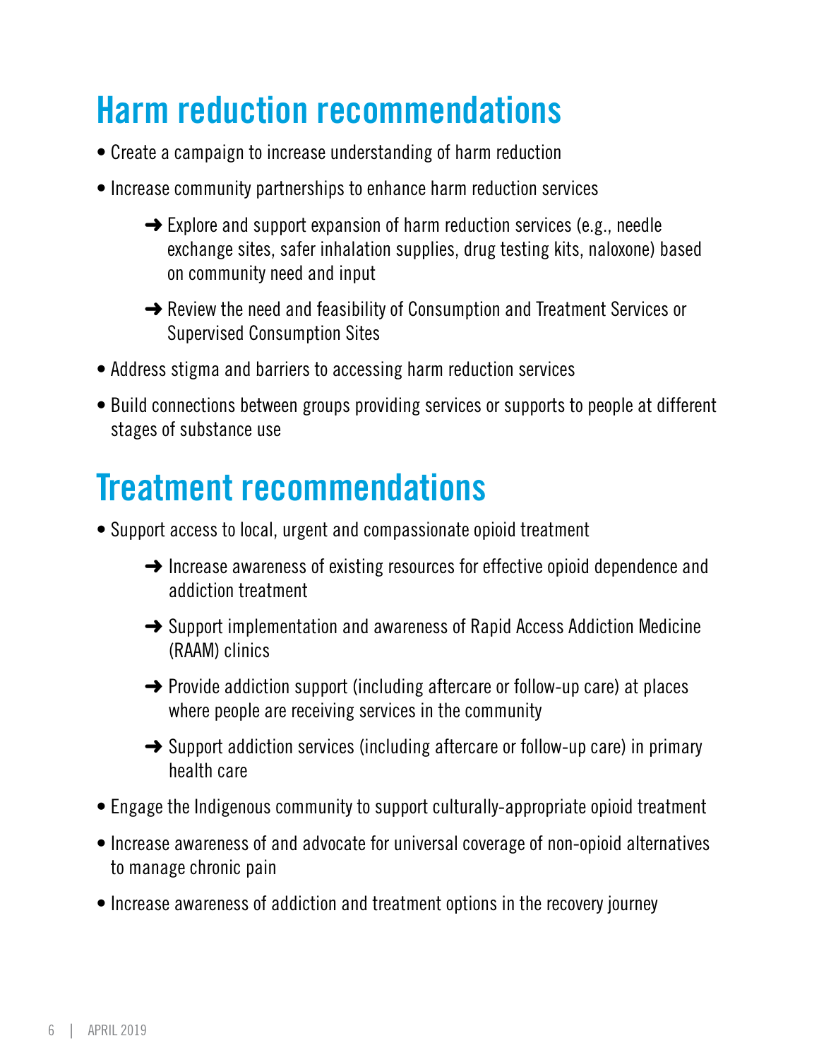# Harm reduction recommendations

- Create a campaign to increase understanding of harm reduction
- Increase community partnerships to enhance harm reduction services
  - ➜ Explore and support expansion of harm reduction services (e.g., needle exchange sites, safer inhalation supplies, drug testing kits, naloxone) based on community need and input
  - ➜ Review the need and feasibility of Consumption and Treatment Services or Supervised Consumption Sites
- Address stigma and barriers to accessing harm reduction services
- Build connections between groups providing services or supports to people at different stages of substance use

# Treatment recommendations

- Support access to local, urgent and compassionate opioid treatment
  - ➜ Increase awareness of existing resources for effective opioid dependence and addiction treatment
  - ➜ Support implementation and awareness of Rapid Access Addiction Medicine (RAAM) clinics
  - ➜ Provide addiction support (including aftercare or follow-up care) at places where people are receiving services in the community
  - ➜ Support addiction services (including aftercare or follow-up care) in primary health care
- Engage the Indigenous community to support culturally-appropriate opioid treatment
- Increase awareness of and advocate for universal coverage of non-opioid alternatives to manage chronic pain
- Increase awareness of addiction and treatment options in the recovery journey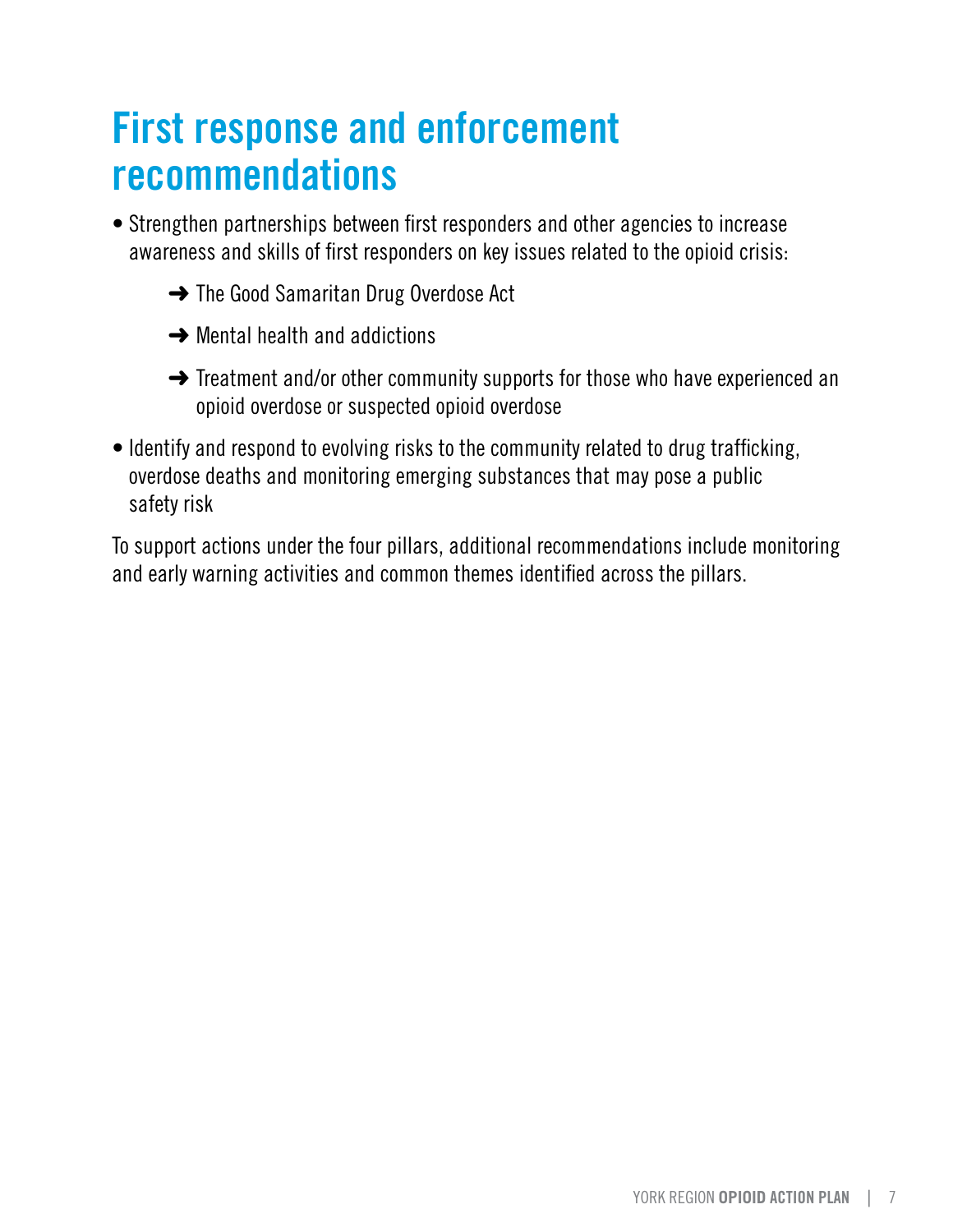# First response and enforcement recommendations

- Strengthen partnerships between first responders and other agencies to increase awareness and skills of first responders on key issues related to the opioid crisis:
  - ➜ The Good Samaritan Drug Overdose Act
  - ➜ Mental health and addictions
  - ➜ Treatment and/or other community supports for those who have experienced an opioid overdose or suspected opioid overdose
- Identify and respond to evolving risks to the community related to drug trafficking, overdose deaths and monitoring emerging substances that may pose a public safety risk

To support actions under the four pillars, additional recommendations include monitoring and early warning activities and common themes identified across the pillars.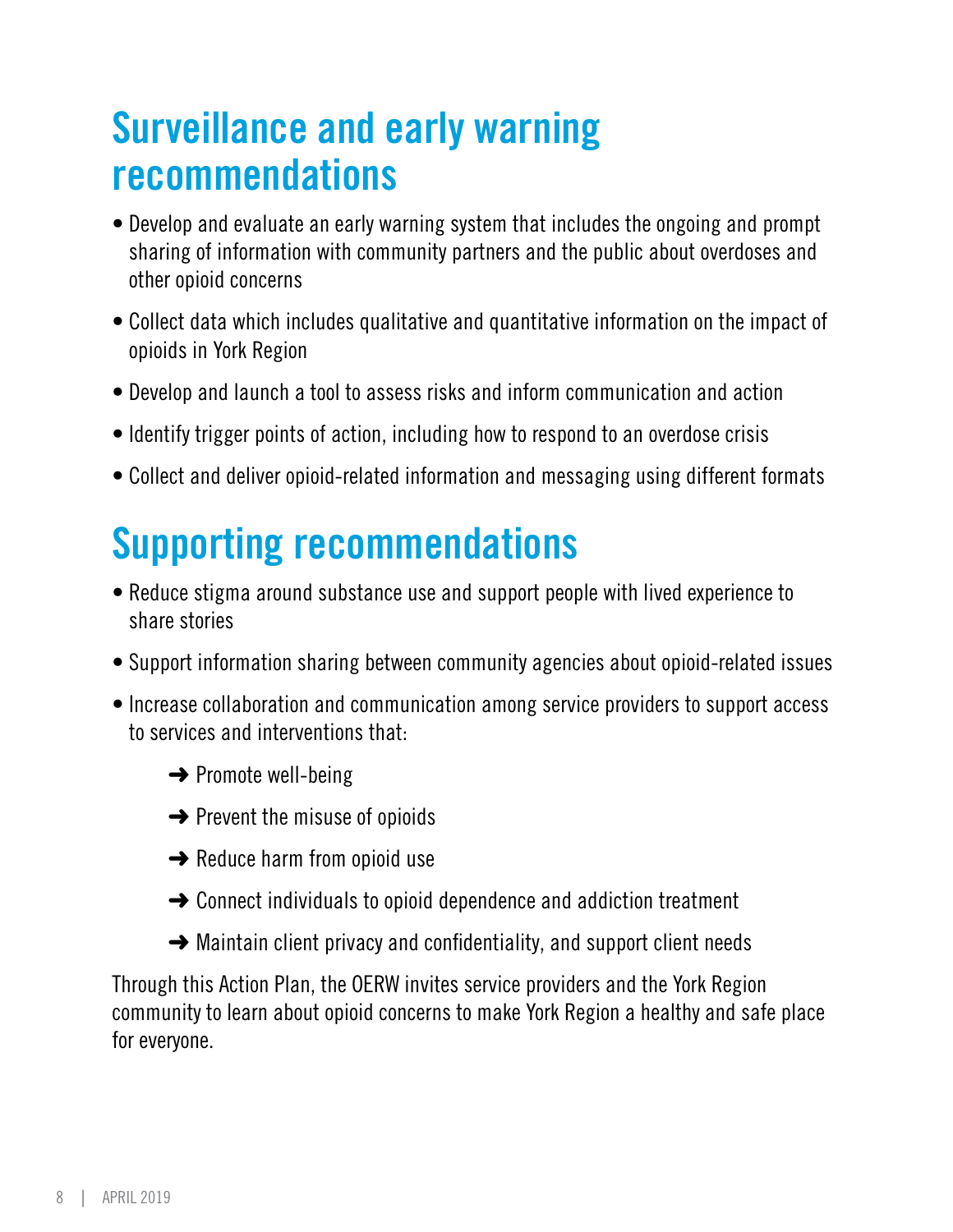## Surveillance and early warning recommendations

- Develop and evaluate an early warning system that includes the ongoing and prompt sharing of information with community partners and the public about overdoses and other opioid concerns
- Collect data which includes qualitative and quantitative information on the impact of opioids in York Region
- Develop and launch a tool to assess risks and inform communication and action
- Identify trigger points of action, including how to respond to an overdose crisis
- Collect and deliver opioid-related information and messaging using different formats

## Supporting recommendations

- Reduce stigma around substance use and support people with lived experience to share stories
- Support information sharing between community agencies about opioid-related issues
- Increase collaboration and communication among service providers to support access to services and interventions that:
    - ➜ Promote well-being
    - ➜ Prevent the misuse of opioids
    - ➜ Reduce harm from opioid use
    - ➜ Connect individuals to opioid dependence and addiction treatment
    - ➜ Maintain client privacy and confidentiality, and support client needs

Through this Action Plan, the OERW invites service providers and the York Region community to learn about opioid concerns to make York Region a healthy and safe place for everyone.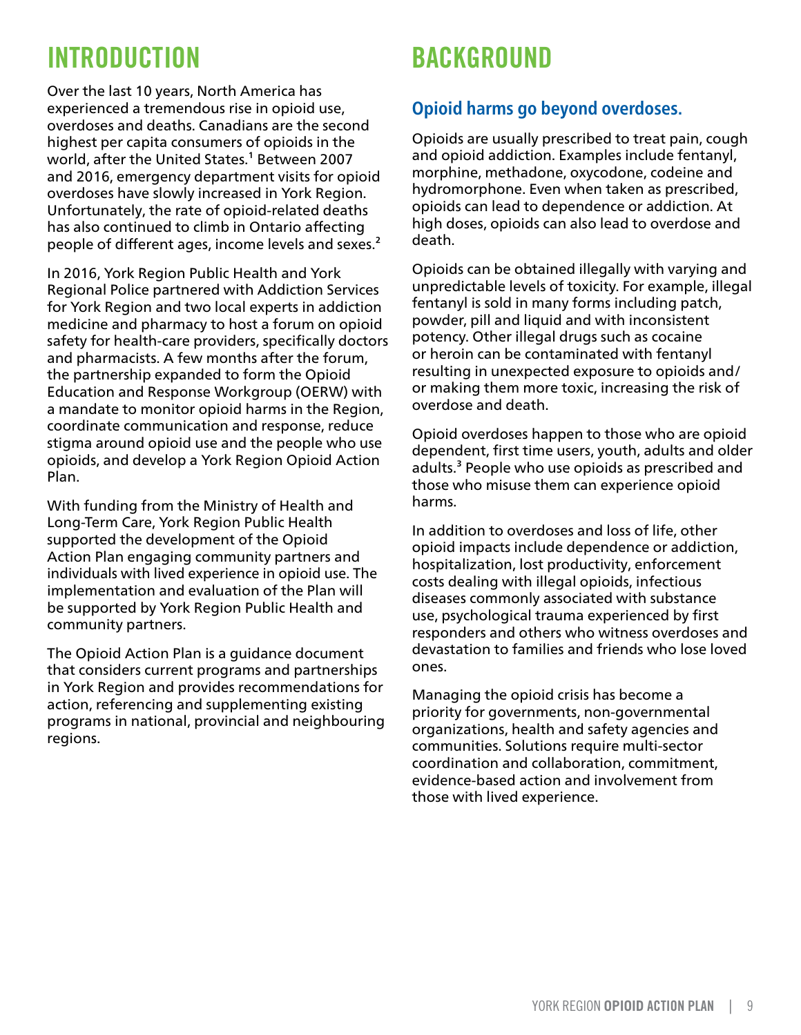# INTRODUCTION

Over the last 10 years, North America has experienced a tremendous rise in opioid use, overdoses and deaths. Canadians are the second highest per capita consumers of opioids in the world, after the United States.[1] Between 2007 and 2016, emergency department visits for opioid overdoses have slowly increased in York Region. Unfortunately, the rate of opioid-related deaths has also continued to climb in Ontario affecting people of different ages, income levels and sexes.[2]

In 2016, York Region Public Health and York Regional Police partnered with Addiction Services for York Region and two local experts in addiction medicine and pharmacy to host a forum on opioid safety for health-care providers, specifically doctors and pharmacists. A few months after the forum, the partnership expanded to form the Opioid Education and Response Workgroup (OERW) with a mandate to monitor opioid harms in the Region, coordinate communication and response, reduce stigma around opioid use and the people who use opioids, and develop a York Region Opioid Action Plan.

With funding from the Ministry of Health and Long-Term Care, York Region Public Health supported the development of the Opioid Action Plan engaging community partners and individuals with lived experience in opioid use. The implementation and evaluation of the Plan will be supported by York Region Public Health and community partners.

The Opioid Action Plan is a guidance document that considers current programs and partnerships in York Region and provides recommendations for action, referencing and supplementing existing programs in national, provincial and neighbouring regions.

# BACKGROUND

## Opioid harms go beyond overdoses.

Opioids are usually prescribed to treat pain, cough and opioid addiction. Examples include fentanyl, morphine, methadone, oxycodone, codeine and hydromorphone. Even when taken as prescribed, opioids can lead to dependence or addiction. At high doses, opioids can also lead to overdose and death.

Opioids can be obtained illegally with varying and unpredictable levels of toxicity. For example, illegal fentanyl is sold in many forms including patch, powder, pill and liquid and with inconsistent potency. Other illegal drugs such as cocaine or heroin can be contaminated with fentanyl resulting in unexpected exposure to opioids and/or making them more toxic, increasing the risk of overdose and death.

Opioid overdoses happen to those who are opioid dependent, first time users, youth, adults and older adults.[3] People who use opioids as prescribed and those who misuse them can experience opioid harms.

In addition to overdoses and loss of life, other opioid impacts include dependence or addiction, hospitalization, lost productivity, enforcement costs dealing with illegal opioids, infectious diseases commonly associated with substance use, psychological trauma experienced by first responders and others who witness overdoses and devastation to families and friends who lose loved ones.

Managing the opioid crisis has become a priority for governments, non-governmental organizations, health and safety agencies and communities. Solutions require multi-sector coordination and collaboration, commitment, evidence-based action and involvement from those with lived experience.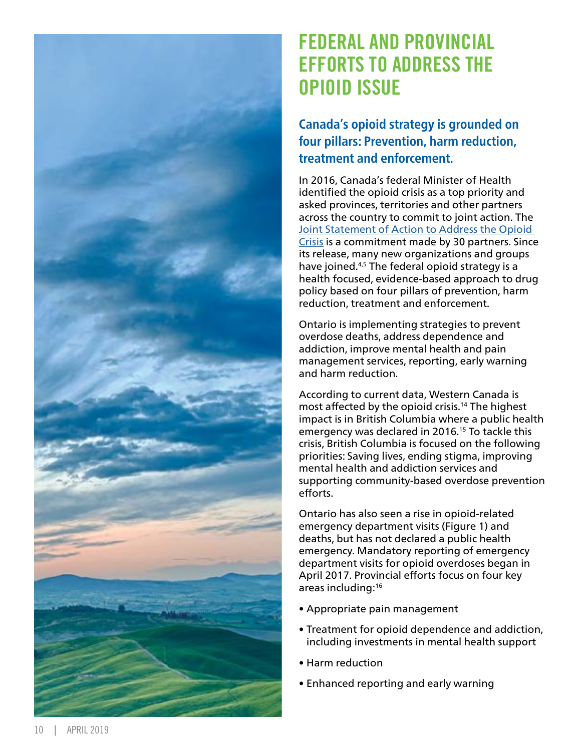# FEDERAL AND PROVINCIAL EFFORTS TO ADDRESS THE OPIOID ISSUE

## Canada's opioid strategy is grounded on four pillars: Prevention, harm reduction, treatment and enforcement.

In 2016, Canada's federal Minister of Health identified the opioid crisis as a top priority and asked provinces, territories and other partners across the country to commit to joint action. The Joint Statement of Action to Address the Opioid Crisis is a commitment made by 30 partners. Since its release, many new organizations and groups have joined.[4,5] The federal opioid strategy is a health focused, evidence-based approach to drug policy based on four pillars of prevention, harm reduction, treatment and enforcement.

Ontario is implementing strategies to prevent overdose deaths, address dependence and addiction, improve mental health and pain management services, reporting, early warning and harm reduction.

According to current data, Western Canada is most affected by the opioid crisis.[14] The highest impact is in British Columbia where a public health emergency was declared in 2016.[15] To tackle this crisis, British Columbia is focused on the following priorities: Saving lives, ending stigma, improving mental health and addiction services and supporting community-based overdose prevention efforts.

Ontario has also seen a rise in opioid-related emergency department visits (Figure 1) and deaths, but has not declared a public health emergency. Mandatory reporting of emergency department visits for opioid overdoses began in April 2017. Provincial efforts focus on four key areas including:[16]

- Appropriate pain management
- Treatment for opioid dependence and addiction, including investments in mental health support
- Harm reduction
- Enhanced reporting and early warning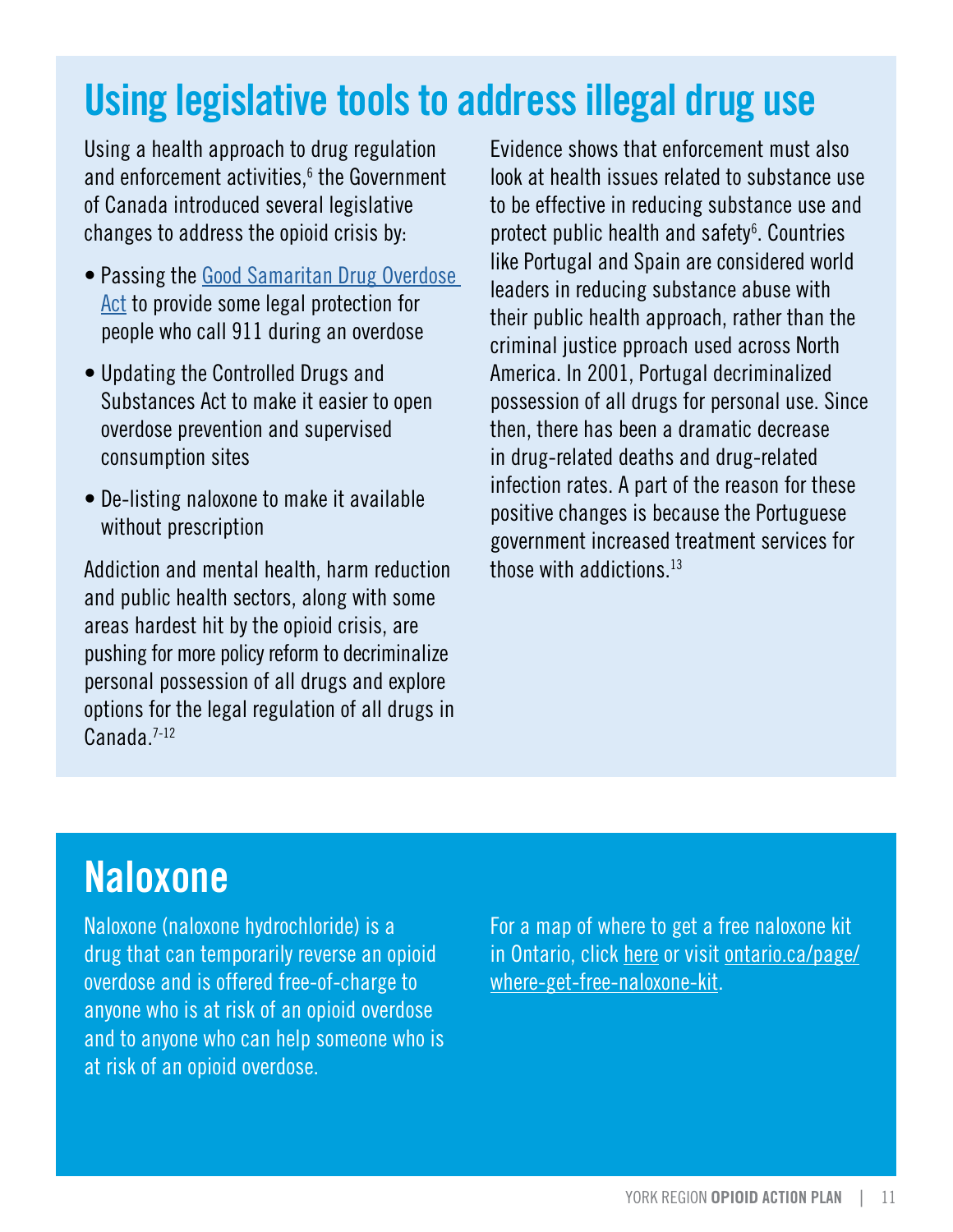## Using legislative tools to address illegal drug use

Using a health approach to drug regulation and enforcement activities,[6] the Government of Canada introduced several legislative changes to address the opioid crisis by:

- Passing the Good Samaritan Drug Overdose Act to provide some legal protection for people who call 911 during an overdose
- Updating the Controlled Drugs and Substances Act to make it easier to open overdose prevention and supervised consumption sites
- De-listing naloxone to make it available without prescription

Addiction and mental health, harm reduction and public health sectors, along with some areas hardest hit by the opioid crisis, are pushing for more policy reform to decriminalize personal possession of all drugs and explore options for the legal regulation of all drugs in Canada.[7-12]

Evidence shows that enforcement must also look at health issues related to substance use to be effective in reducing substance use and protect public health and safety[6]. Countries like Portugal and Spain are considered world leaders in reducing substance abuse with their public health approach, rather than the criminal justice pproach used across North America. In 2001, Portugal decriminalized possession of all drugs for personal use. Since then, there has been a dramatic decrease in drug-related deaths and drug-related infection rates. A part of the reason for these positive changes is because the Portuguese government increased treatment services for those with addictions.[13]

## Naloxone

Naloxone (naloxone hydrochloride) is a drug that can temporarily reverse an opioid overdose and is offered free-of-charge to anyone who is at risk of an opioid overdose and to anyone who can help someone who is at risk of an opioid overdose.

For a map of where to get a free naloxone kit in Ontario, click here or visit ontario.ca/page/where-get-free-naloxone-kit.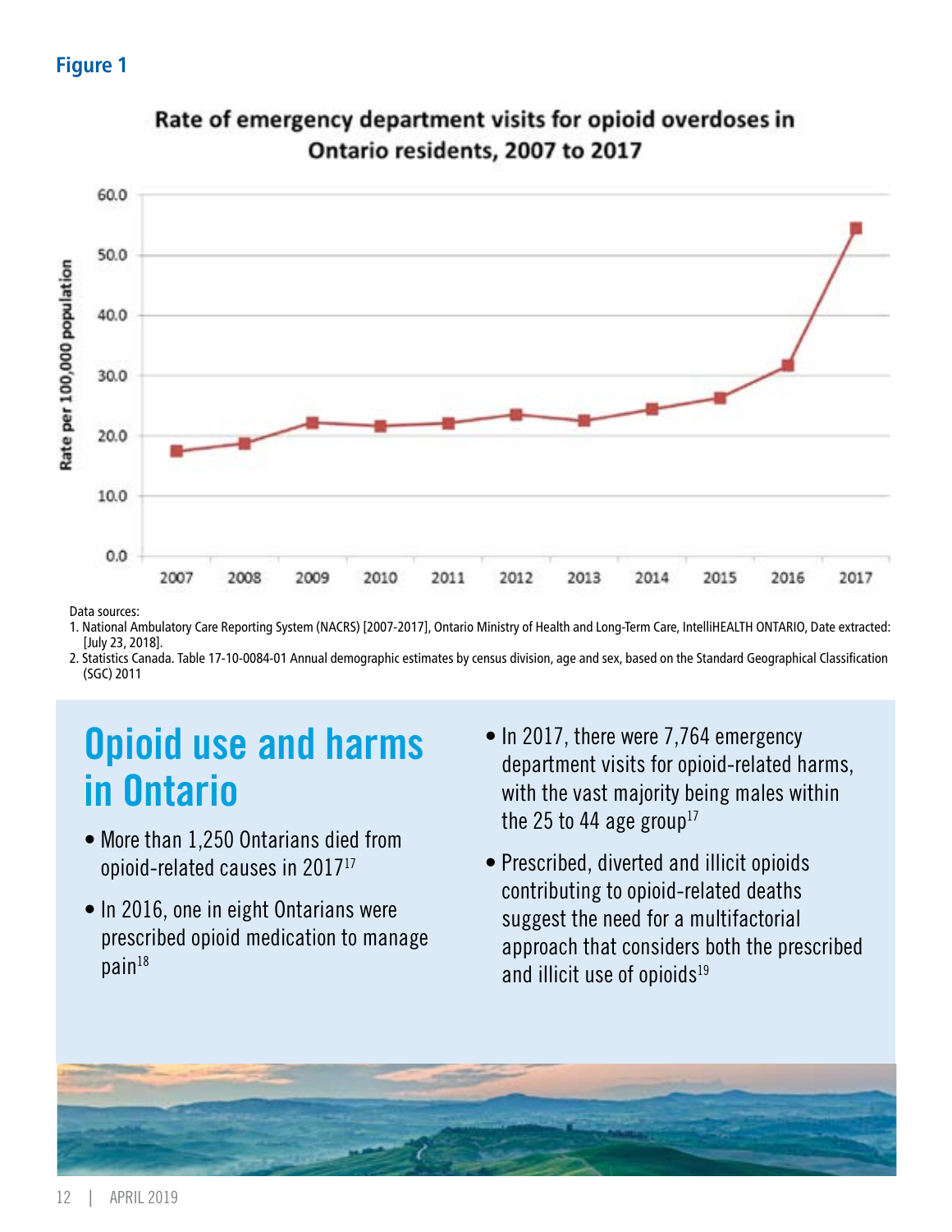**Figure 1**

**Rate of emergency department visits for opioid overdoses in Ontario residents, 2007 to 2017**

Data sources:

1. National Ambulatory Care Reporting System (NACRS) [2007-2017], Ontario Ministry of Health and Long-Term Care, IntelliHEALTH ONTARIO, Date extracted: [July 23, 2018].
2. Statistics Canada. Table 17-10-0084-01 Annual demographic estimates by census division, age and sex, based on the Standard Geographical Classification (SGC) 2011

# Opioid use and harms in Ontario

- More than 1,250 Ontarians died from opioid-related causes in 2017[17]
- In 2016, one in eight Ontarians were prescribed opioid medication to manage pain[18]
- In 2017, there were 7,764 emergency department visits for opioid-related harms, with the vast majority being males within the 25 to 44 age group[17]
- Prescribed, diverted and illicit opioids contributing to opioid-related deaths suggest the need for a multifactorial approach that considers both the prescribed and illicit use of opioids[19]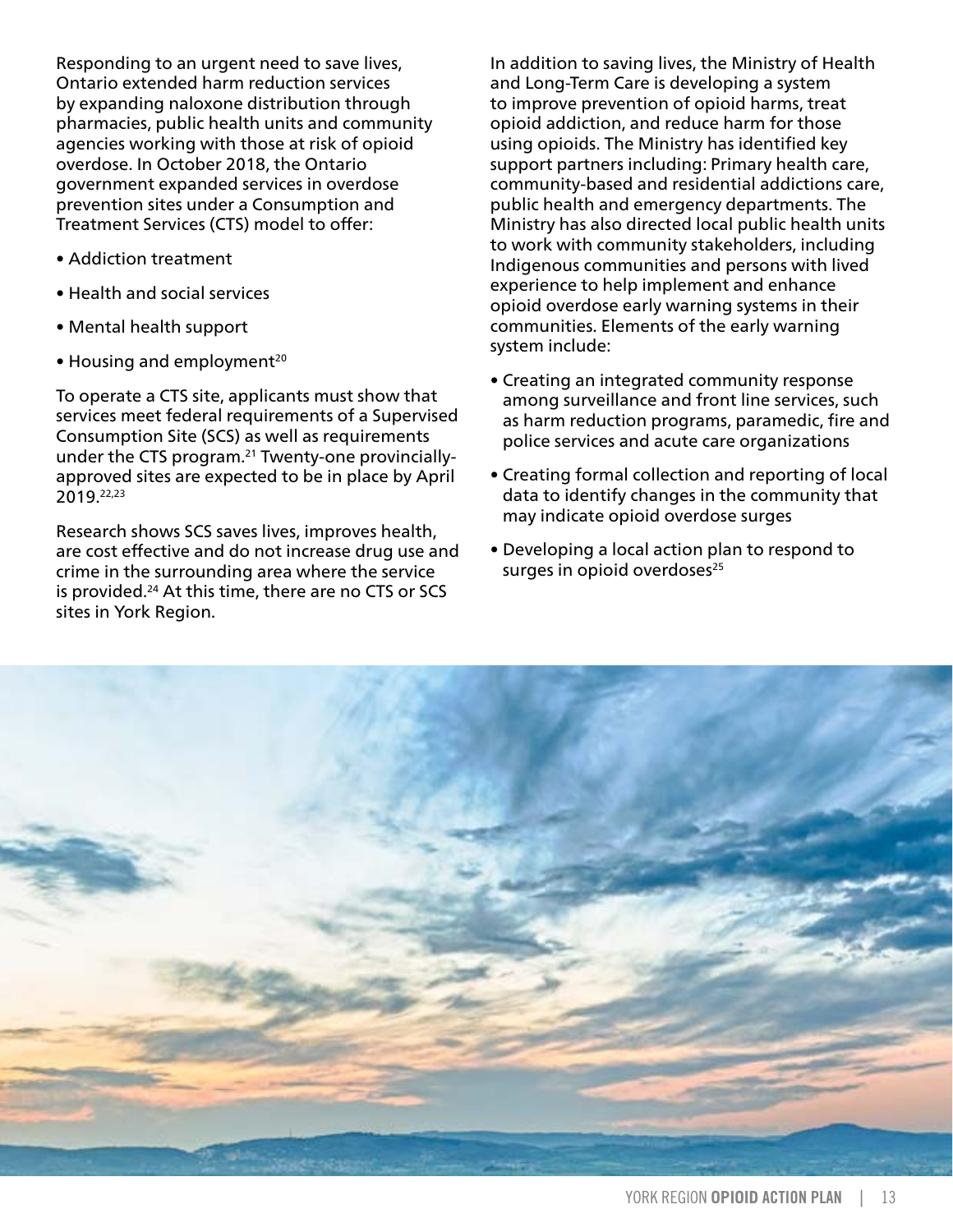Responding to an urgent need to save lives, Ontario extended harm reduction services by expanding naloxone distribution through pharmacies, public health units and community agencies working with those at risk of opioid overdose. In October 2018, the Ontario government expanded services in overdose prevention sites under a Consumption and Treatment Services (CTS) model to offer:

- Addiction treatment
- Health and social services
- Mental health support
- Housing and employment[20]

To operate a CTS site, applicants must show that services meet federal requirements of a Supervised Consumption Site (SCS) as well as requirements under the CTS program.[21] Twenty-one provincially-approved sites are expected to be in place by April 2019.[22,23]

Research shows SCS saves lives, improves health, are cost effective and do not increase drug use and crime in the surrounding area where the service is provided.[24] At this time, there are no CTS or SCS sites in York Region.

In addition to saving lives, the Ministry of Health and Long-Term Care is developing a system to improve prevention of opioid harms, treat opioid addiction, and reduce harm for those using opioids. The Ministry has identified key support partners including: Primary health care, community-based and residential addictions care, public health and emergency departments. The Ministry has also directed local public health units to work with community stakeholders, including Indigenous communities and persons with lived experience to help implement and enhance opioid overdose early warning systems in their communities. Elements of the early warning system include:

- Creating an integrated community response among surveillance and front line services, such as harm reduction programs, paramedic, fire and police services and acute care organizations
- Creating formal collection and reporting of local data to identify changes in the community that may indicate opioid overdose surges
- Developing a local action plan to respond to surges in opioid overdoses[25]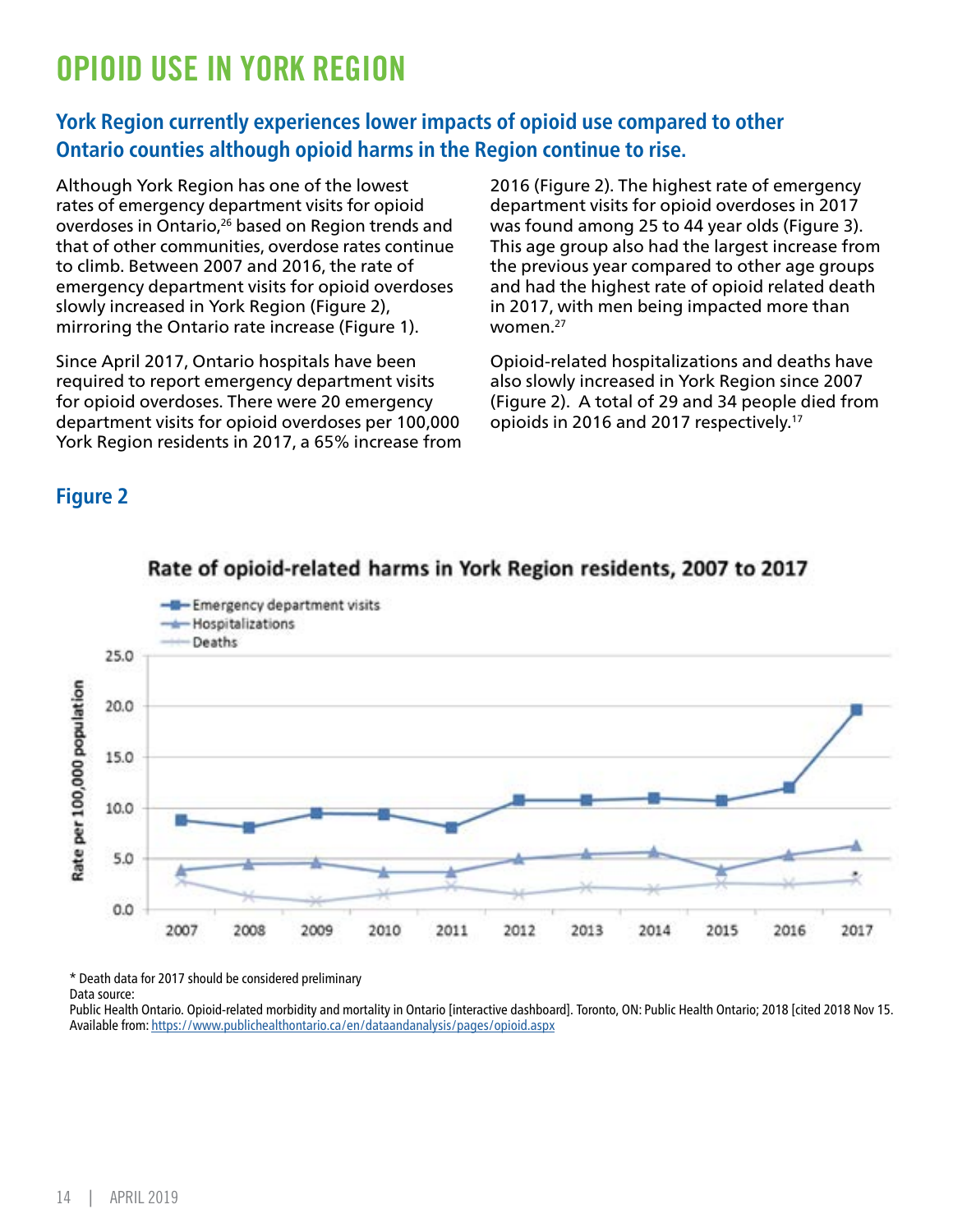# OPIOID USE IN YORK REGION

## York Region currently experiences lower impacts of opioid use compared to other Ontario counties although opioid harms in the Region continue to rise.

Although York Region has one of the lowest rates of emergency department visits for opioid overdoses in Ontario,[26] based on Region trends and that of other communities, overdose rates continue to climb. Between 2007 and 2016, the rate of emergency department visits for opioid overdoses slowly increased in York Region (Figure 2), mirroring the Ontario rate increase (Figure 1).

Since April 2017, Ontario hospitals have been required to report emergency department visits for opioid overdoses. There were 20 emergency department visits for opioid overdoses per 100,000 York Region residents in 2017, a 65% increase from 2016 (Figure 2). The highest rate of emergency department visits for opioid overdoses in 2017 was found among 25 to 44 year olds (Figure 3). This age group also had the largest increase from the previous year compared to other age groups and had the highest rate of opioid related death in 2017, with men being impacted more than women.[27]

Opioid-related hospitalizations and deaths have also slowly increased in York Region since 2007 (Figure 2). A total of 29 and 34 people died from opioids in 2016 and 2017 respectively.[17]

### Figure 2

**Rate of opioid-related harms in York Region residents, 2007 to 2017**

Legend: Emergency department visits; Hospitalizations; Deaths

Y-axis: Rate per 100,000 population (0.0 to 25.0)

X-axis: 2007, 2008, 2009, 2010, 2011, 2012, 2013, 2014, 2015, 2016, 2017

\* Death data for 2017 should be considered preliminary

Data source:

Public Health Ontario. Opioid-related morbidity and mortality in Ontario [interactive dashboard]. Toronto, ON: Public Health Ontario; 2018 [cited 2018 Nov 15. Available from: https://www.publichealthontario.ca/en/dataandanalysis/pages/opioid.aspx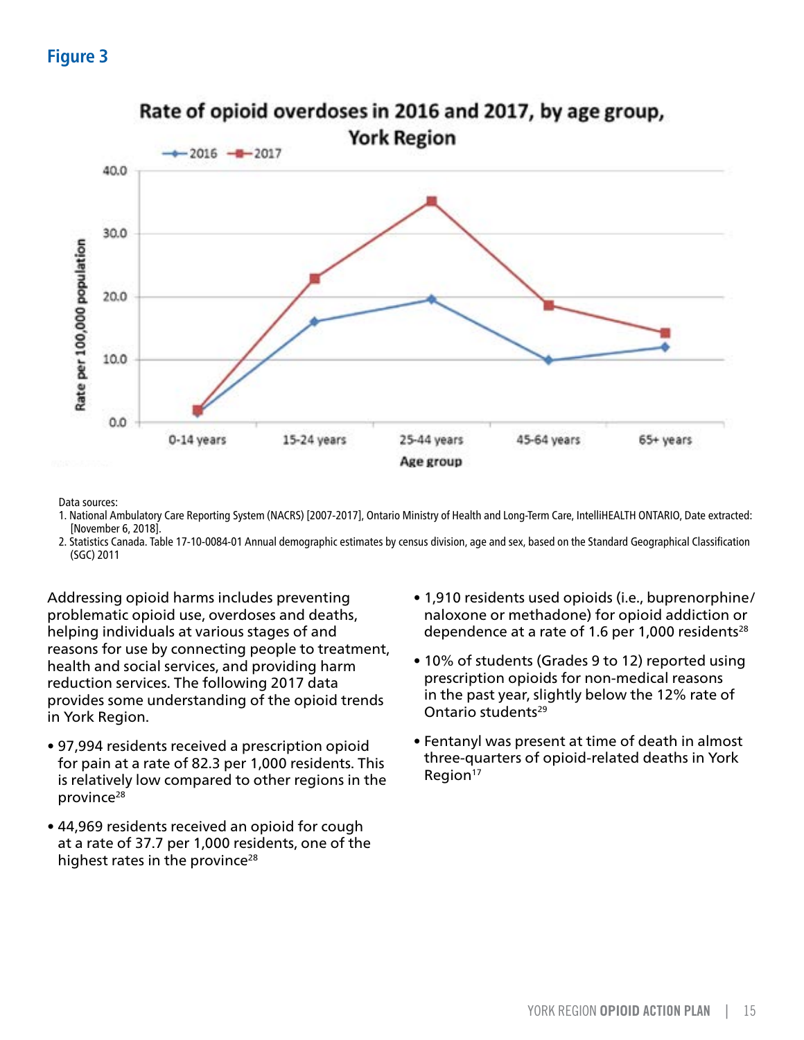## Figure 3

**Rate of opioid overdoses in 2016 and 2017, by age group, York Region**

Data sources:

1. National Ambulatory Care Reporting System (NACRS) [2007-2017], Ontario Ministry of Health and Long-Term Care, IntelliHEALTH ONTARIO, Date extracted: [November 6, 2018].
2. Statistics Canada. Table 17-10-0084-01 Annual demographic estimates by census division, age and sex, based on the Standard Geographical Classification (SGC) 2011

Addressing opioid harms includes preventing problematic opioid use, overdoses and deaths, helping individuals at various stages of and reasons for use by connecting people to treatment, health and social services, and providing harm reduction services. The following 2017 data provides some understanding of the opioid trends in York Region.

- 97,994 residents received a prescription opioid for pain at a rate of 82.3 per 1,000 residents. This is relatively low compared to other regions in the province[28]
- 44,969 residents received an opioid for cough at a rate of 37.7 per 1,000 residents, one of the highest rates in the province[28]
- 1,910 residents used opioids (i.e., buprenorphine/ naloxone or methadone) for opioid addiction or dependence at a rate of 1.6 per 1,000 residents[28]
- 10% of students (Grades 9 to 12) reported using prescription opioids for non-medical reasons in the past year, slightly below the 12% rate of Ontario students[29]
- Fentanyl was present at time of death in almost three-quarters of opioid-related deaths in York Region[17]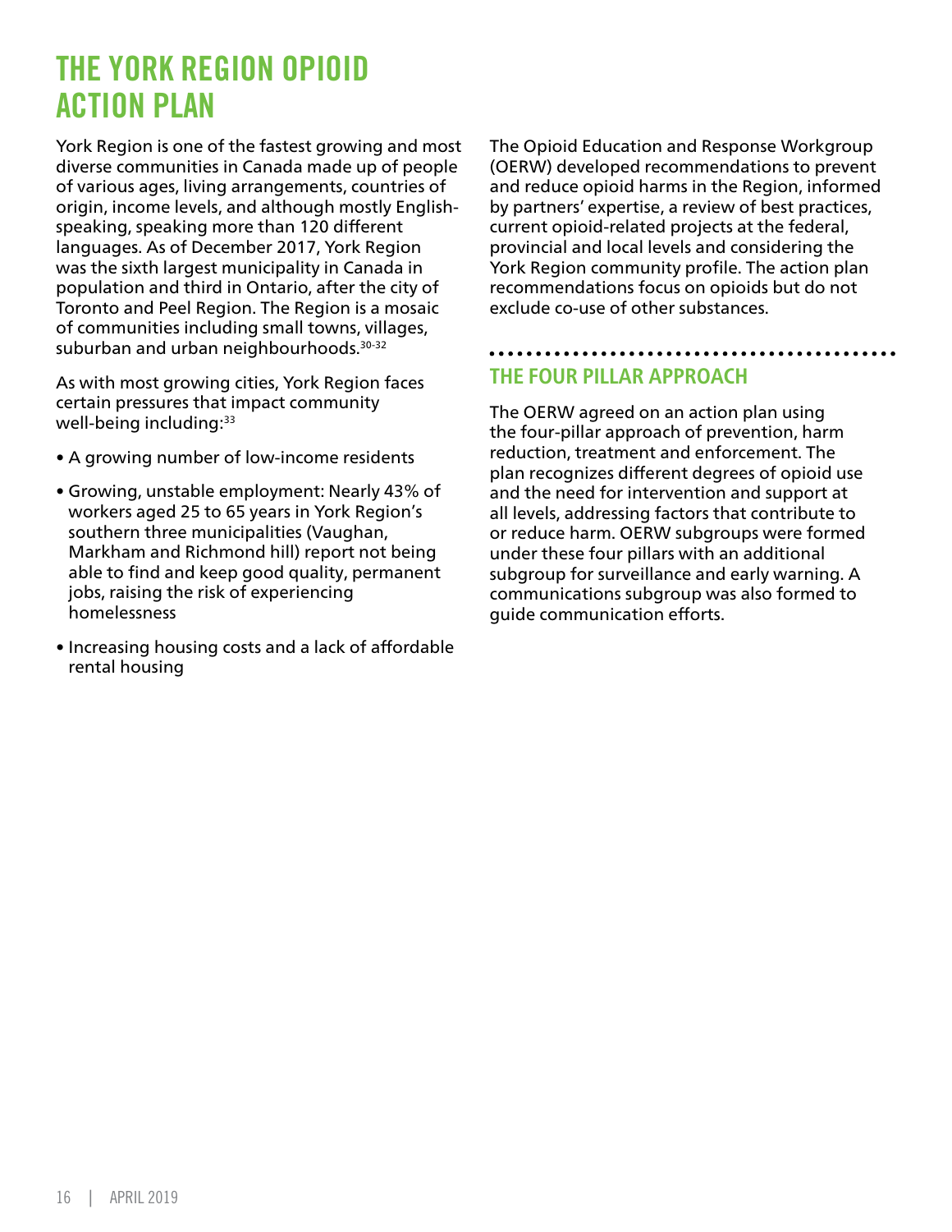# THE YORK REGION OPIOID ACTION PLAN

York Region is one of the fastest growing and most diverse communities in Canada made up of people of various ages, living arrangements, countries of origin, income levels, and although mostly English-speaking, speaking more than 120 different languages. As of December 2017, York Region was the sixth largest municipality in Canada in population and third in Ontario, after the city of Toronto and Peel Region. The Region is a mosaic of communities including small towns, villages, suburban and urban neighbourhoods.[30-32]

As with most growing cities, York Region faces certain pressures that impact community well-being including:[33]

- A growing number of low-income residents
- Growing, unstable employment: Nearly 43% of workers aged 25 to 65 years in York Region's southern three municipalities (Vaughan, Markham and Richmond hill) report not being able to find and keep good quality, permanent jobs, raising the risk of experiencing homelessness
- Increasing housing costs and a lack of affordable rental housing

The Opioid Education and Response Workgroup (OERW) developed recommendations to prevent and reduce opioid harms in the Region, informed by partners' expertise, a review of best practices, current opioid-related projects at the federal, provincial and local levels and considering the York Region community profile. The action plan recommendations focus on opioids but do not exclude co-use of other substances.

## THE FOUR PILLAR APPROACH

The OERW agreed on an action plan using the four-pillar approach of prevention, harm reduction, treatment and enforcement. The plan recognizes different degrees of opioid use and the need for intervention and support at all levels, addressing factors that contribute to or reduce harm. OERW subgroups were formed under these four pillars with an additional subgroup for surveillance and early warning. A communications subgroup was also formed to guide communication efforts.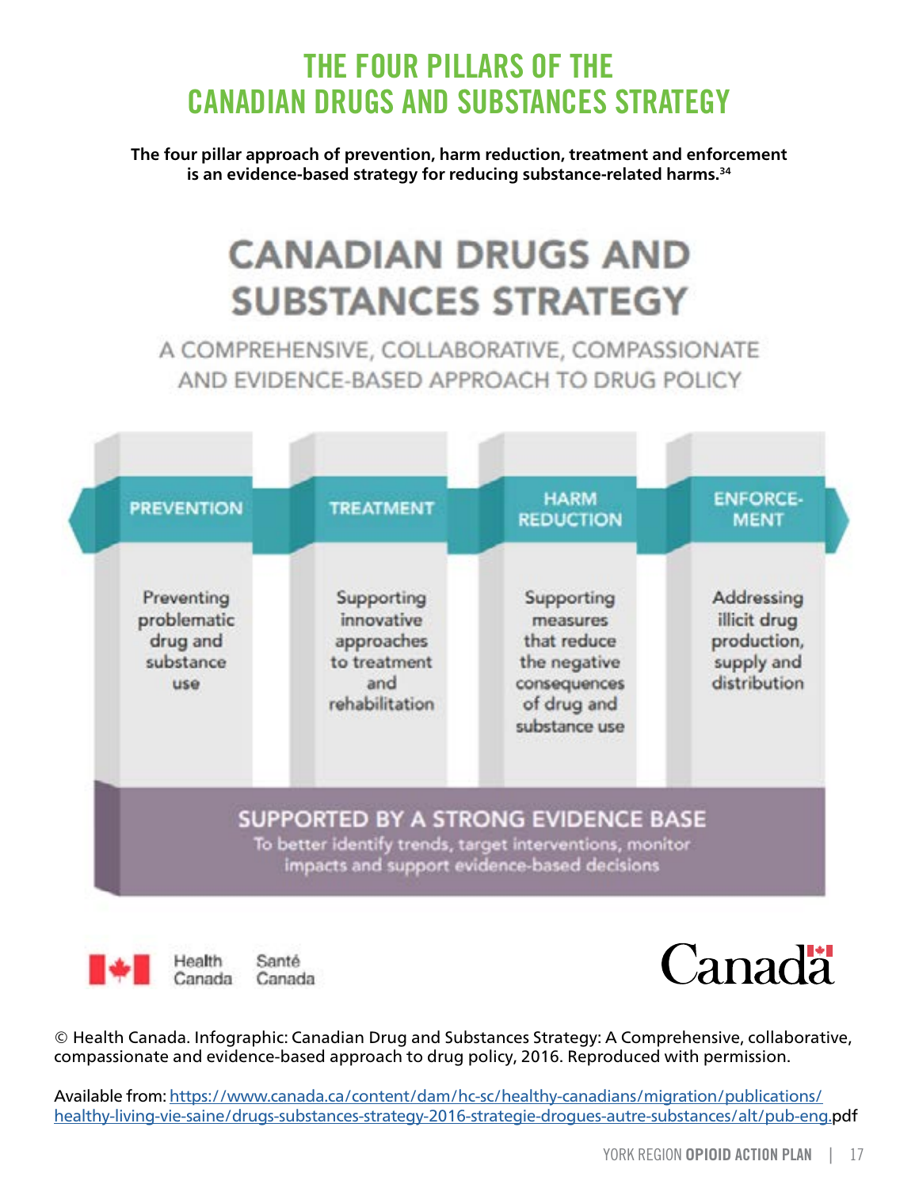# THE FOUR PILLARS OF THE CANADIAN DRUGS AND SUBSTANCES STRATEGY

**The four pillar approach of prevention, harm reduction, treatment and enforcement is an evidence-based strategy for reducing substance-related harms.[34]**

## CANADIAN DRUGS AND SUBSTANCES STRATEGY

A COMPREHENSIVE, COLLABORATIVE, COMPASSIONATE AND EVIDENCE-BASED APPROACH TO DRUG POLICY

| PREVENTION | TREATMENT | HARM REDUCTION | ENFORCEMENT |
|---|---|---|---|
| Preventing problematic drug and substance use | Supporting innovative approaches to treatment and rehabilitation | Supporting measures that reduce the negative consequences of drug and substance use | Addressing illicit drug production, supply and distribution |

**SUPPORTED BY A STRONG EVIDENCE BASE**

To better identify trends, target interventions, monitor impacts and support evidence-based decisions

Health Canada Santé Canada

Canada

© Health Canada. Infographic: Canadian Drug and Substances Strategy: A Comprehensive, collaborative, compassionate and evidence-based approach to drug policy, 2016. Reproduced with permission.

Available from: https://www.canada.ca/content/dam/hc-sc/healthy-canadians/migration/publications/healthy-living-vie-saine/drugs-substances-strategy-2016-strategie-drogues-autre-substances/alt/pub-eng.pdf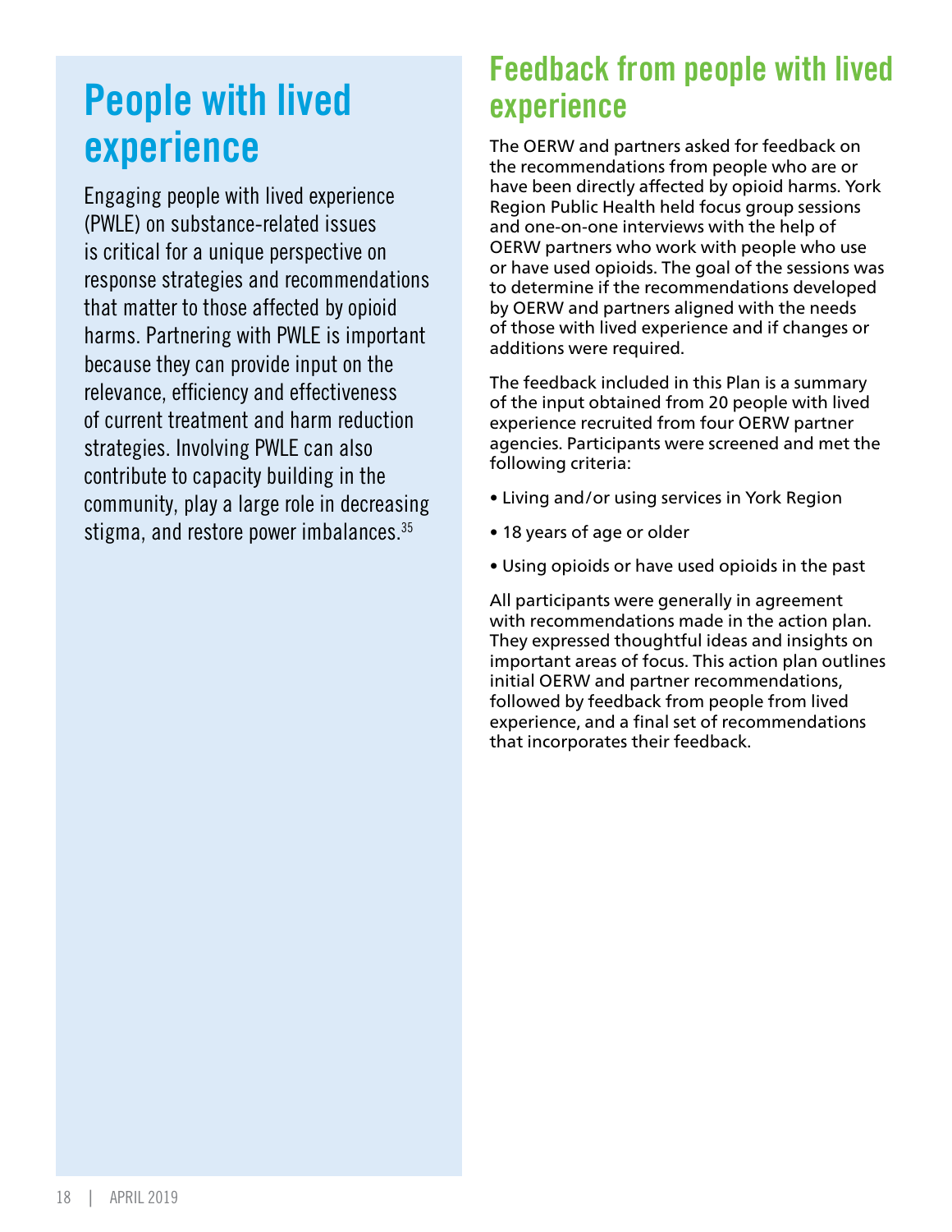# People with lived experience

Engaging people with lived experience (PWLE) on substance-related issues is critical for a unique perspective on response strategies and recommendations that matter to those affected by opioid harms. Partnering with PWLE is important because they can provide input on the relevance, efficiency and effectiveness of current treatment and harm reduction strategies. Involving PWLE can also contribute to capacity building in the community, play a large role in decreasing stigma, and restore power imbalances.[35]

## Feedback from people with lived experience

The OERW and partners asked for feedback on the recommendations from people who are or have been directly affected by opioid harms. York Region Public Health held focus group sessions and one-on-one interviews with the help of OERW partners who work with people who use or have used opioids. The goal of the sessions was to determine if the recommendations developed by OERW and partners aligned with the needs of those with lived experience and if changes or additions were required.

The feedback included in this Plan is a summary of the input obtained from 20 people with lived experience recruited from four OERW partner agencies. Participants were screened and met the following criteria:

- Living and/or using services in York Region
- 18 years of age or older
- Using opioids or have used opioids in the past

All participants were generally in agreement with recommendations made in the action plan. They expressed thoughtful ideas and insights on important areas of focus. This action plan outlines initial OERW and partner recommendations, followed by feedback from people from lived experience, and a final set of recommendations that incorporates their feedback.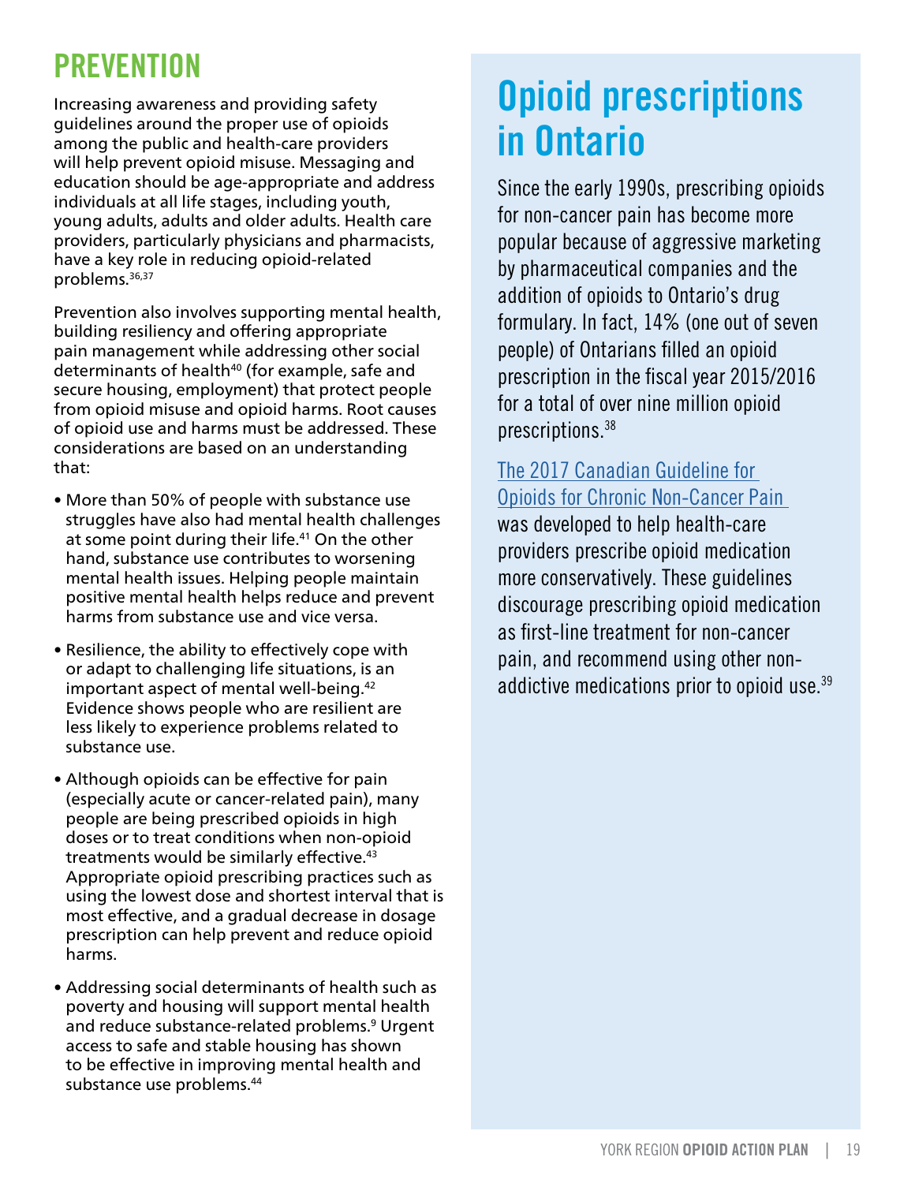## PREVENTION

Increasing awareness and providing safety guidelines around the proper use of opioids among the public and health-care providers will help prevent opioid misuse. Messaging and education should be age-appropriate and address individuals at all life stages, including youth, young adults, adults and older adults. Health care providers, particularly physicians and pharmacists, have a key role in reducing opioid-related problems.[36,37]

Prevention also involves supporting mental health, building resiliency and offering appropriate pain management while addressing other social determinants of health[40] (for example, safe and secure housing, employment) that protect people from opioid misuse and opioid harms. Root causes of opioid use and harms must be addressed. These considerations are based on an understanding that:

- More than 50% of people with substance use struggles have also had mental health challenges at some point during their life.[41] On the other hand, substance use contributes to worsening mental health issues. Helping people maintain positive mental health helps reduce and prevent harms from substance use and vice versa.
- Resilience, the ability to effectively cope with or adapt to challenging life situations, is an important aspect of mental well-being.[42] Evidence shows people who are resilient are less likely to experience problems related to substance use.
- Although opioids can be effective for pain (especially acute or cancer-related pain), many people are being prescribed opioids in high doses or to treat conditions when non-opioid treatments would be similarly effective.[43] Appropriate opioid prescribing practices such as using the lowest dose and shortest interval that is most effective, and a gradual decrease in dosage prescription can help prevent and reduce opioid harms.
- Addressing social determinants of health such as poverty and housing will support mental health and reduce substance-related problems.[9] Urgent access to safe and stable housing has shown to be effective in improving mental health and substance use problems.[44]

## Opioid prescriptions in Ontario

Since the early 1990s, prescribing opioids for non-cancer pain has become more popular because of aggressive marketing by pharmaceutical companies and the addition of opioids to Ontario's drug formulary. In fact, 14% (one out of seven people) of Ontarians filled an opioid prescription in the fiscal year 2015/2016 for a total of over nine million opioid prescriptions.[38]

The 2017 Canadian Guideline for Opioids for Chronic Non-Cancer Pain was developed to help health-care providers prescribe opioid medication more conservatively. These guidelines discourage prescribing opioid medication as first-line treatment for non-cancer pain, and recommend using other non-addictive medications prior to opioid use.[39]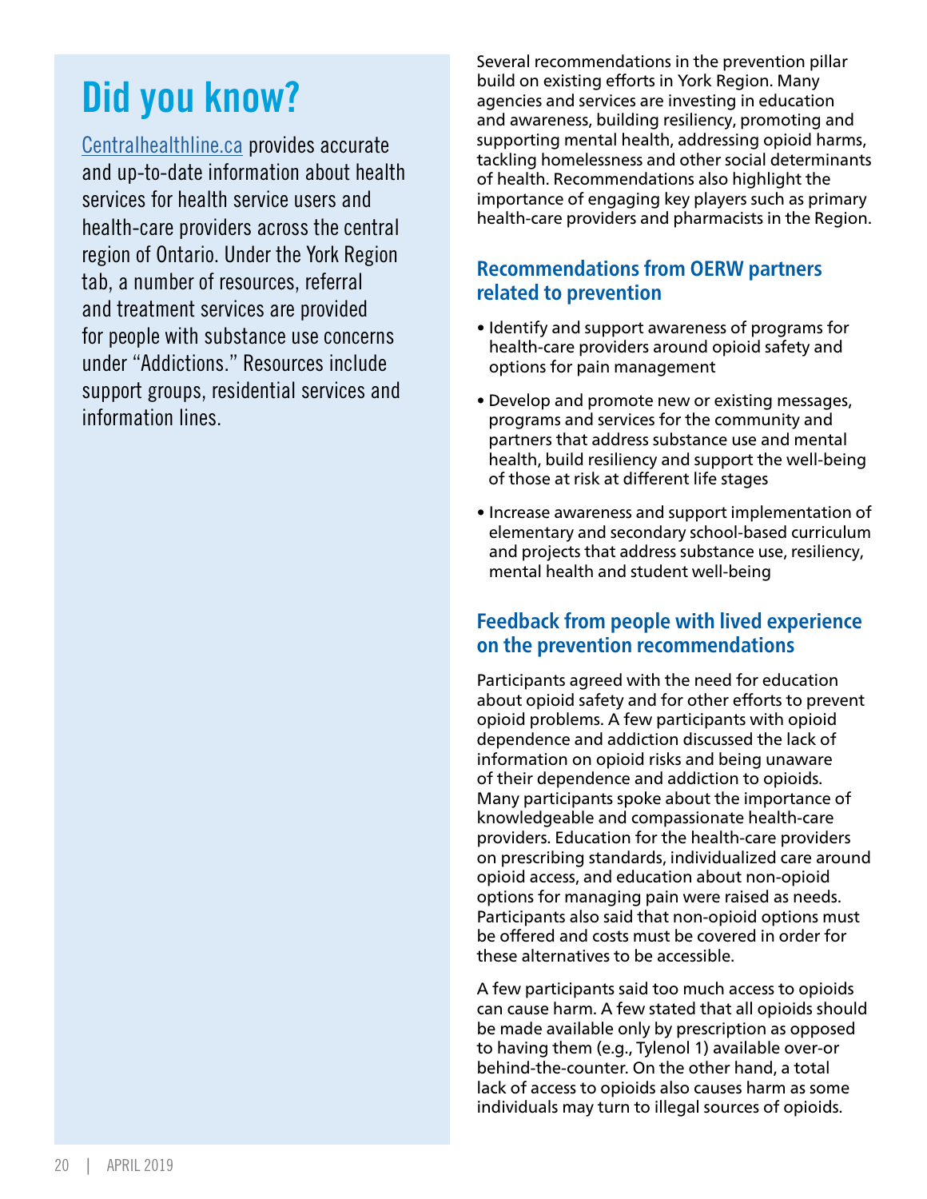## Did you know?

Centralhealthline.ca provides accurate and up-to-date information about health services for health service users and health-care providers across the central region of Ontario. Under the York Region tab, a number of resources, referral and treatment services are provided for people with substance use concerns under "Addictions." Resources include support groups, residential services and information lines.

Several recommendations in the prevention pillar build on existing efforts in York Region. Many agencies and services are investing in education and awareness, building resiliency, promoting and supporting mental health, addressing opioid harms, tackling homelessness and other social determinants of health. Recommendations also highlight the importance of engaging key players such as primary health-care providers and pharmacists in the Region.

### Recommendations from OERW partners related to prevention

- Identify and support awareness of programs for health-care providers around opioid safety and options for pain management
- Develop and promote new or existing messages, programs and services for the community and partners that address substance use and mental health, build resiliency and support the well-being of those at risk at different life stages
- Increase awareness and support implementation of elementary and secondary school-based curriculum and projects that address substance use, resiliency, mental health and student well-being

### Feedback from people with lived experience on the prevention recommendations

Participants agreed with the need for education about opioid safety and for other efforts to prevent opioid problems. A few participants with opioid dependence and addiction discussed the lack of information on opioid risks and being unaware of their dependence and addiction to opioids. Many participants spoke about the importance of knowledgeable and compassionate health-care providers. Education for the health-care providers on prescribing standards, individualized care around opioid access, and education about non-opioid options for managing pain were raised as needs. Participants also said that non-opioid options must be offered and costs must be covered in order for these alternatives to be accessible.

A few participants said too much access to opioids can cause harm. A few stated that all opioids should be made available only by prescription as opposed to having them (e.g., Tylenol 1) available over-or behind-the-counter. On the other hand, a total lack of access to opioids also causes harm as some individuals may turn to illegal sources of opioids.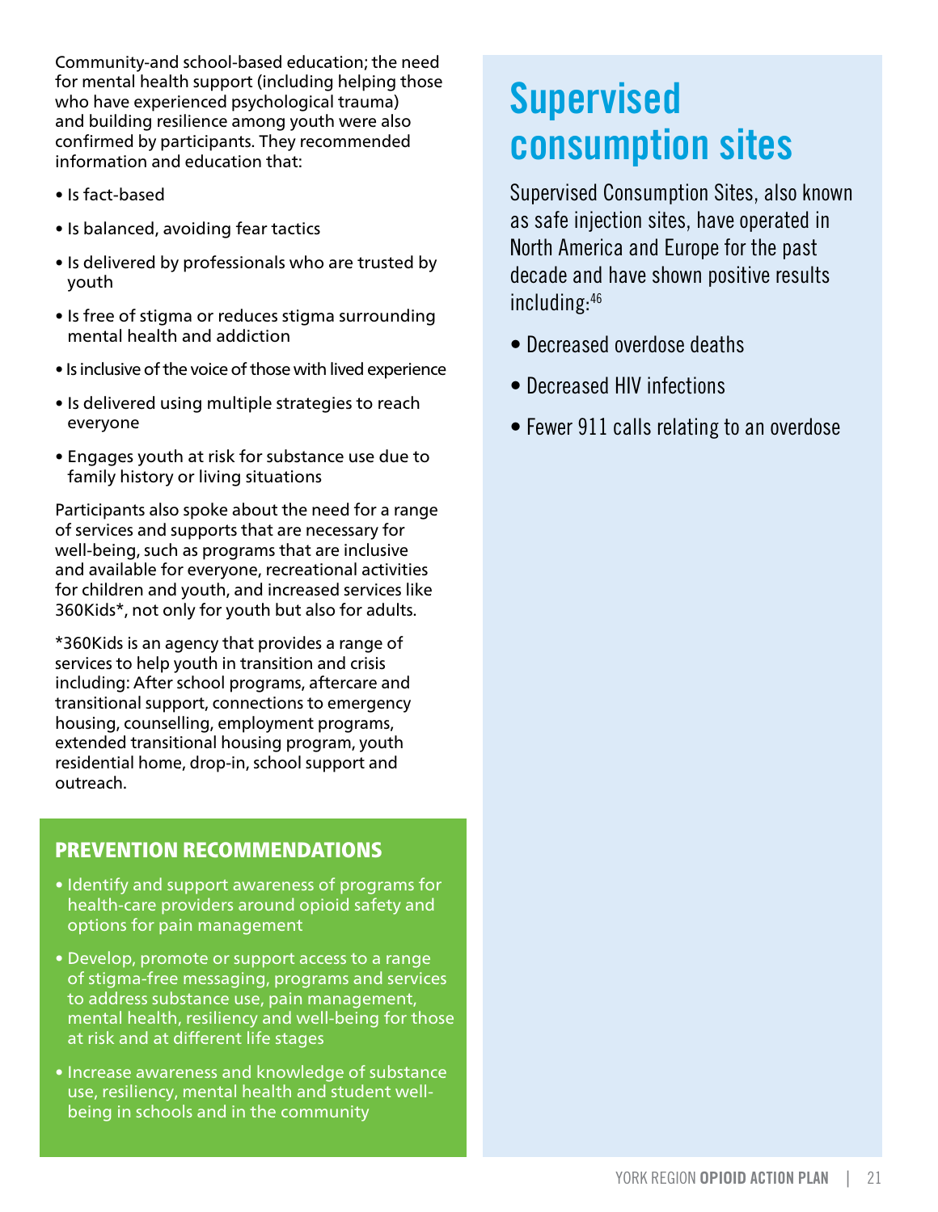Community-and school-based education; the need for mental health support (including helping those who have experienced psychological trauma) and building resilience among youth were also confirmed by participants. They recommended information and education that:

- Is fact-based
- Is balanced, avoiding fear tactics
- Is delivered by professionals who are trusted by youth
- Is free of stigma or reduces stigma surrounding mental health and addiction
- Is inclusive of the voice of those with lived experience
- Is delivered using multiple strategies to reach everyone
- Engages youth at risk for substance use due to family history or living situations

Participants also spoke about the need for a range of services and supports that are necessary for well-being, such as programs that are inclusive and available for everyone, recreational activities for children and youth, and increased services like 360Kids*, not only for youth but also for adults.

*360Kids is an agency that provides a range of services to help youth in transition and crisis including: After school programs, aftercare and transitional support, connections to emergency housing, counselling, employment programs, extended transitional housing program, youth residential home, drop-in, school support and outreach.

### PREVENTION RECOMMENDATIONS

- Identify and support awareness of programs for health-care providers around opioid safety and options for pain management
- Develop, promote or support access to a range of stigma-free messaging, programs and services to address substance use, pain management, mental health, resiliency and well-being for those at risk and at different life stages
- Increase awareness and knowledge of substance use, resiliency, mental health and student well-being in schools and in the community

## Supervised consumption sites

Supervised Consumption Sites, also known as safe injection sites, have operated in North America and Europe for the past decade and have shown positive results including:[46]

- Decreased overdose deaths
- Decreased HIV infections
- Fewer 911 calls relating to an overdose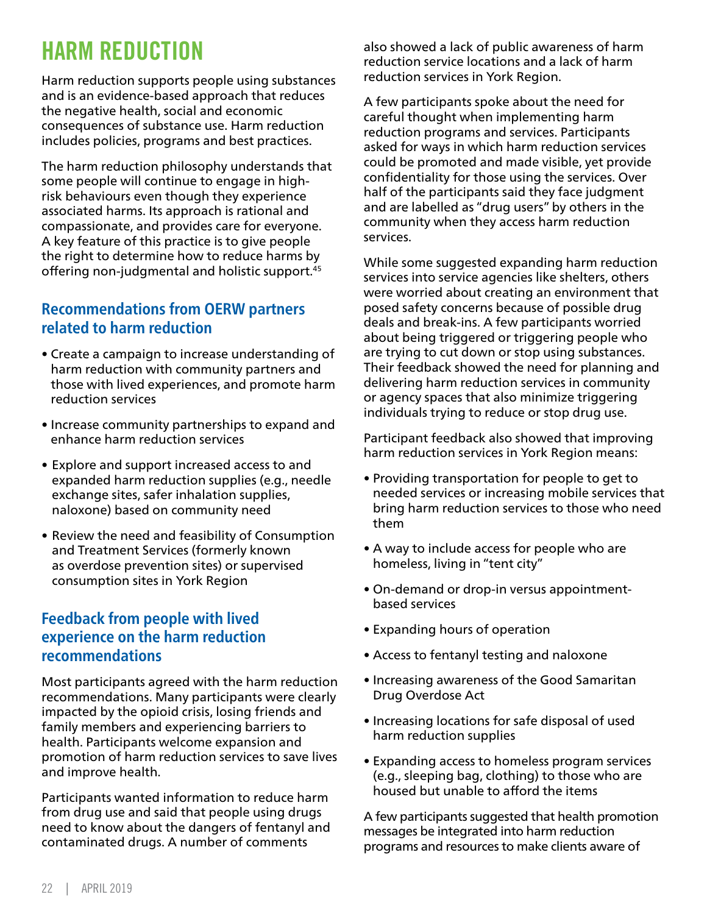# HARM REDUCTION

Harm reduction supports people using substances and is an evidence-based approach that reduces the negative health, social and economic consequences of substance use. Harm reduction includes policies, programs and best practices.

The harm reduction philosophy understands that some people will continue to engage in high-risk behaviours even though they experience associated harms. Its approach is rational and compassionate, and provides care for everyone. A key feature of this practice is to give people the right to determine how to reduce harms by offering non-judgmental and holistic support.[45]

## Recommendations from OERW partners related to harm reduction

- Create a campaign to increase understanding of harm reduction with community partners and those with lived experiences, and promote harm reduction services
- Increase community partnerships to expand and enhance harm reduction services
- Explore and support increased access to and expanded harm reduction supplies (e.g., needle exchange sites, safer inhalation supplies, naloxone) based on community need
- Review the need and feasibility of Consumption and Treatment Services (formerly known as overdose prevention sites) or supervised consumption sites in York Region

## Feedback from people with lived experience on the harm reduction recommendations

Most participants agreed with the harm reduction recommendations. Many participants were clearly impacted by the opioid crisis, losing friends and family members and experiencing barriers to health. Participants welcome expansion and promotion of harm reduction services to save lives and improve health.

Participants wanted information to reduce harm from drug use and said that people using drugs need to know about the dangers of fentanyl and contaminated drugs. A number of comments also showed a lack of public awareness of harm reduction service locations and a lack of harm reduction services in York Region.

A few participants spoke about the need for careful thought when implementing harm reduction programs and services. Participants asked for ways in which harm reduction services could be promoted and made visible, yet provide confidentiality for those using the services. Over half of the participants said they face judgment and are labelled as "drug users" by others in the community when they access harm reduction services.

While some suggested expanding harm reduction services into service agencies like shelters, others were worried about creating an environment that posed safety concerns because of possible drug deals and break-ins. A few participants worried about being triggered or triggering people who are trying to cut down or stop using substances. Their feedback showed the need for planning and delivering harm reduction services in community or agency spaces that also minimize triggering individuals trying to reduce or stop drug use.

Participant feedback also showed that improving harm reduction services in York Region means:

- Providing transportation for people to get to needed services or increasing mobile services that bring harm reduction services to those who need them
- A way to include access for people who are homeless, living in "tent city"
- On-demand or drop-in versus appointment-based services
- Expanding hours of operation
- Access to fentanyl testing and naloxone
- Increasing awareness of the Good Samaritan Drug Overdose Act
- Increasing locations for safe disposal of used harm reduction supplies
- Expanding access to homeless program services (e.g., sleeping bag, clothing) to those who are housed but unable to afford the items

A few participants suggested that health promotion messages be integrated into harm reduction programs and resources to make clients aware of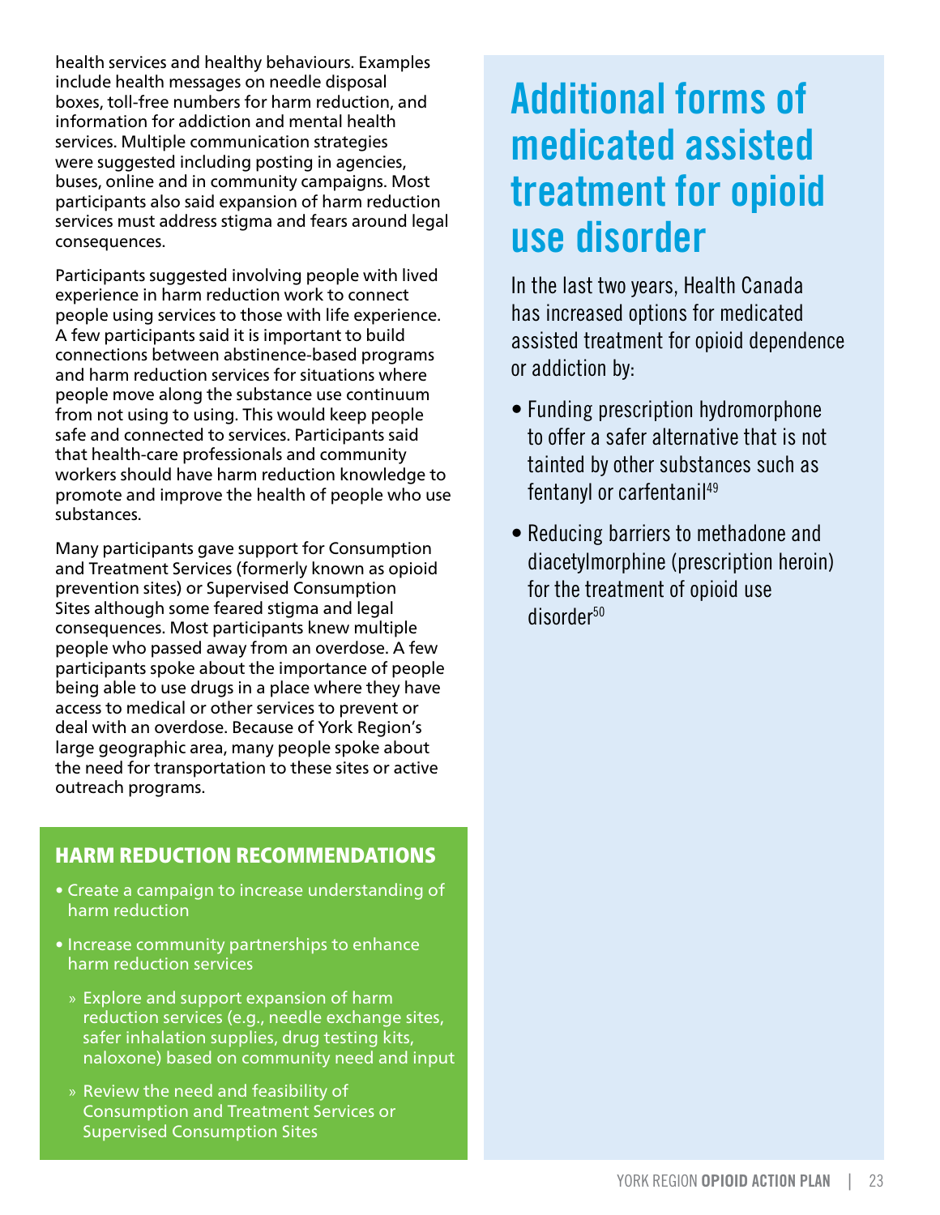health services and healthy behaviours. Examples include health messages on needle disposal boxes, toll-free numbers for harm reduction, and information for addiction and mental health services. Multiple communication strategies were suggested including posting in agencies, buses, online and in community campaigns. Most participants also said expansion of harm reduction services must address stigma and fears around legal consequences.

Participants suggested involving people with lived experience in harm reduction work to connect people using services to those with life experience. A few participants said it is important to build connections between abstinence-based programs and harm reduction services for situations where people move along the substance use continuum from not using to using. This would keep people safe and connected to services. Participants said that health-care professionals and community workers should have harm reduction knowledge to promote and improve the health of people who use substances.

Many participants gave support for Consumption and Treatment Services (formerly known as opioid prevention sites) or Supervised Consumption Sites although some feared stigma and legal consequences. Most participants knew multiple people who passed away from an overdose. A few participants spoke about the importance of people being able to use drugs in a place where they have access to medical or other services to prevent or deal with an overdose. Because of York Region's large geographic area, many people spoke about the need for transportation to these sites or active outreach programs.

### HARM REDUCTION RECOMMENDATIONS

- Create a campaign to increase understanding of harm reduction
- Increase community partnerships to enhance harm reduction services
  - Explore and support expansion of harm reduction services (e.g., needle exchange sites, safer inhalation supplies, drug testing kits, naloxone) based on community need and input
  - Review the need and feasibility of Consumption and Treatment Services or Supervised Consumption Sites

## Additional forms of medicated assisted treatment for opioid use disorder

In the last two years, Health Canada has increased options for medicated assisted treatment for opioid dependence or addiction by:

- Funding prescription hydromorphone to offer a safer alternative that is not tainted by other substances such as fentanyl or carfentanil[49]
- Reducing barriers to methadone and diacetylmorphine (prescription heroin) for the treatment of opioid use disorder[50]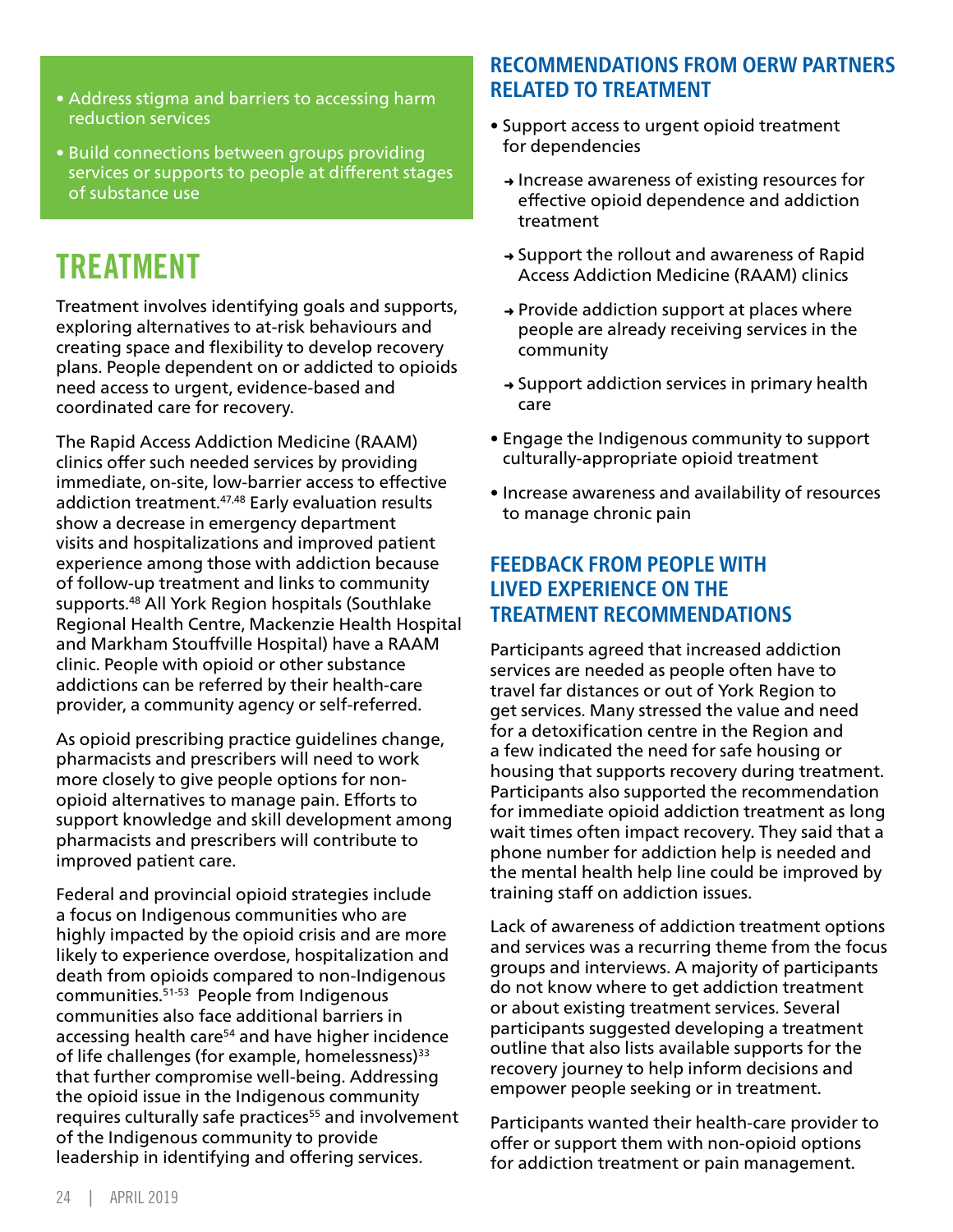- Address stigma and barriers to accessing harm reduction services
- Build connections between groups providing services or supports to people at different stages of substance use

# TREATMENT

Treatment involves identifying goals and supports, exploring alternatives to at-risk behaviours and creating space and flexibility to develop recovery plans. People dependent on or addicted to opioids need access to urgent, evidence-based and coordinated care for recovery.

The Rapid Access Addiction Medicine (RAAM) clinics offer such needed services by providing immediate, on-site, low-barrier access to effective addiction treatment.[47,48] Early evaluation results show a decrease in emergency department visits and hospitalizations and improved patient experience among those with addiction because of follow-up treatment and links to community supports.[48] All York Region hospitals (Southlake Regional Health Centre, Mackenzie Health Hospital and Markham Stouffville Hospital) have a RAAM clinic. People with opioid or other substance addictions can be referred by their health-care provider, a community agency or self-referred.

As opioid prescribing practice guidelines change, pharmacists and prescribers will need to work more closely to give people options for non-opioid alternatives to manage pain. Efforts to support knowledge and skill development among pharmacists and prescribers will contribute to improved patient care.

Federal and provincial opioid strategies include a focus on Indigenous communities who are highly impacted by the opioid crisis and are more likely to experience overdose, hospitalization and death from opioids compared to non-Indigenous communities.[51-53] People from Indigenous communities also face additional barriers in accessing health care[54] and have higher incidence of life challenges (for example, homelessness)[33] that further compromise well-being. Addressing the opioid issue in the Indigenous community requires culturally safe practices[55] and involvement of the Indigenous community to provide leadership in identifying and offering services.

## RECOMMENDATIONS FROM OERW PARTNERS RELATED TO TREATMENT

- Support access to urgent opioid treatment for dependencies
  - → Increase awareness of existing resources for effective opioid dependence and addiction treatment
  - → Support the rollout and awareness of Rapid Access Addiction Medicine (RAAM) clinics
  - → Provide addiction support at places where people are already receiving services in the community
  - → Support addiction services in primary health care
- Engage the Indigenous community to support culturally-appropriate opioid treatment
- Increase awareness and availability of resources to manage chronic pain

## FEEDBACK FROM PEOPLE WITH LIVED EXPERIENCE ON THE TREATMENT RECOMMENDATIONS

Participants agreed that increased addiction services are needed as people often have to travel far distances or out of York Region to get services. Many stressed the value and need for a detoxification centre in the Region and a few indicated the need for safe housing or housing that supports recovery during treatment. Participants also supported the recommendation for immediate opioid addiction treatment as long wait times often impact recovery. They said that a phone number for addiction help is needed and the mental health help line could be improved by training staff on addiction issues.

Lack of awareness of addiction treatment options and services was a recurring theme from the focus groups and interviews. A majority of participants do not know where to get addiction treatment or about existing treatment services. Several participants suggested developing a treatment outline that also lists available supports for the recovery journey to help inform decisions and empower people seeking or in treatment.

Participants wanted their health-care provider to offer or support them with non-opioid options for addiction treatment or pain management.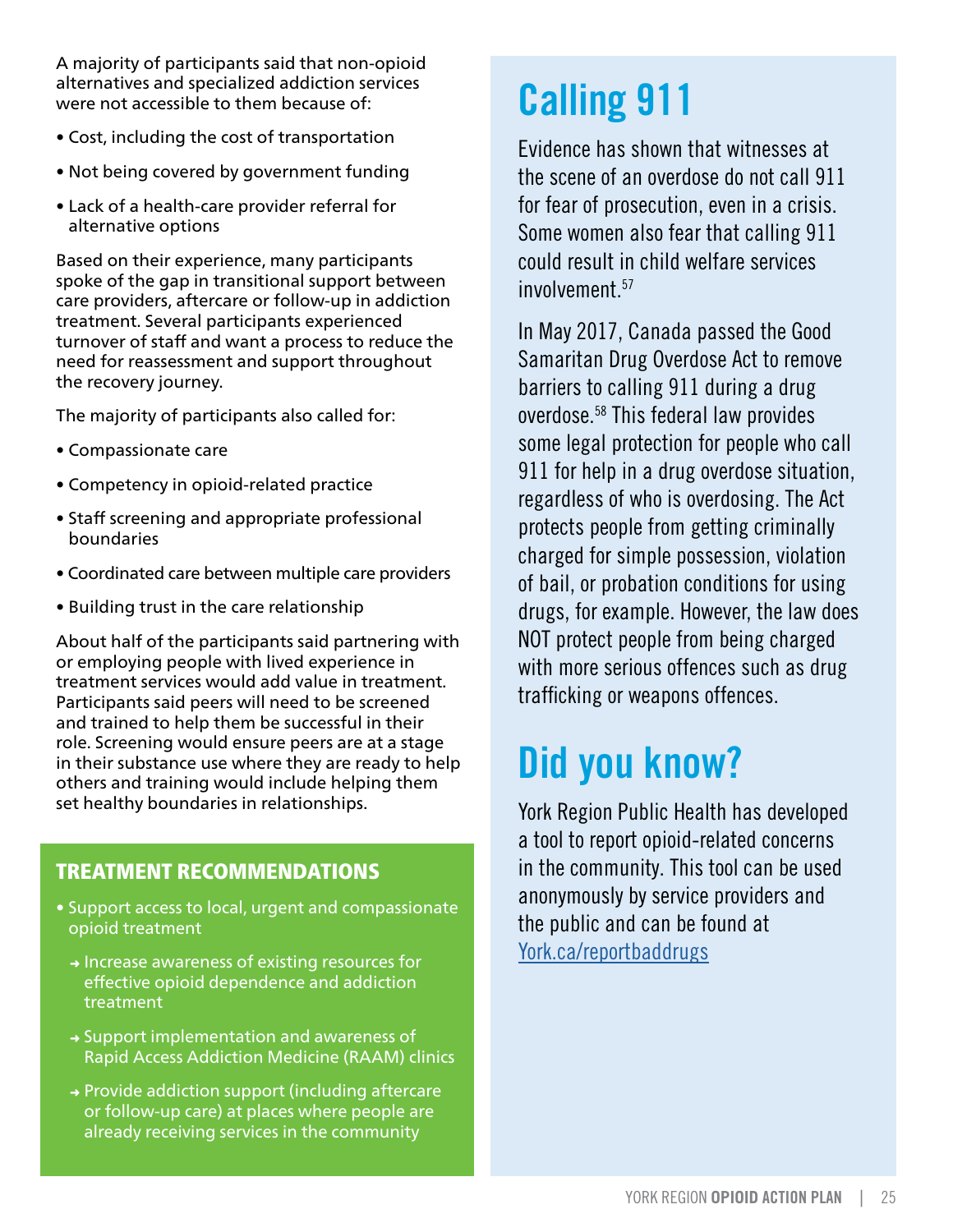A majority of participants said that non-opioid alternatives and specialized addiction services were not accessible to them because of:

- Cost, including the cost of transportation
- Not being covered by government funding
- Lack of a health-care provider referral for alternative options

Based on their experience, many participants spoke of the gap in transitional support between care providers, aftercare or follow-up in addiction treatment. Several participants experienced turnover of staff and want a process to reduce the need for reassessment and support throughout the recovery journey.

The majority of participants also called for:

- Compassionate care
- Competency in opioid-related practice
- Staff screening and appropriate professional boundaries
- Coordinated care between multiple care providers
- Building trust in the care relationship

About half of the participants said partnering with or employing people with lived experience in treatment services would add value in treatment. Participants said peers will need to be screened and trained to help them be successful in their role. Screening would ensure peers are at a stage in their substance use where they are ready to help others and training would include helping them set healthy boundaries in relationships.

### TREATMENT RECOMMENDATIONS

- Support access to local, urgent and compassionate opioid treatment
  - → Increase awareness of existing resources for effective opioid dependence and addiction treatment
  - → Support implementation and awareness of Rapid Access Addiction Medicine (RAAM) clinics
  - → Provide addiction support (including aftercare or follow-up care) at places where people are already receiving services in the community

## Calling 911

Evidence has shown that witnesses at the scene of an overdose do not call 911 for fear of prosecution, even in a crisis. Some women also fear that calling 911 could result in child welfare services involvement.[57]

In May 2017, Canada passed the Good Samaritan Drug Overdose Act to remove barriers to calling 911 during a drug overdose.[58] This federal law provides some legal protection for people who call 911 for help in a drug overdose situation, regardless of who is overdosing. The Act protects people from getting criminally charged for simple possession, violation of bail, or probation conditions for using drugs, for example. However, the law does NOT protect people from being charged with more serious offences such as drug trafficking or weapons offences.

## Did you know?

York Region Public Health has developed a tool to report opioid-related concerns in the community. This tool can be used anonymously by service providers and the public and can be found at York.ca/reportbaddrugs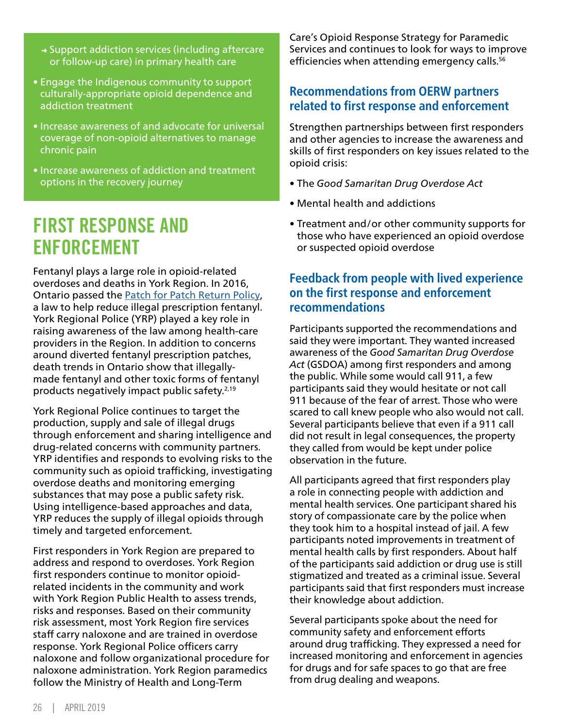- → Support addiction services (including aftercare or follow-up care) in primary health care

- Engage the Indigenous community to support culturally-appropriate opioid dependence and addiction treatment
- Increase awareness of and advocate for universal coverage of non-opioid alternatives to manage chronic pain
- Increase awareness of addiction and treatment options in the recovery journey

# FIRST RESPONSE AND ENFORCEMENT

Fentanyl plays a large role in opioid-related overdoses and deaths in York Region. In 2016, Ontario passed the Patch for Patch Return Policy, a law to help reduce illegal prescription fentanyl. York Regional Police (YRP) played a key role in raising awareness of the law among health-care providers in the Region. In addition to concerns around diverted fentanyl prescription patches, death trends in Ontario show that illegally-made fentanyl and other toxic forms of fentanyl products negatively impact public safety.[2,19]

York Regional Police continues to target the production, supply and sale of illegal drugs through enforcement and sharing intelligence and drug-related concerns with community partners. YRP identifies and responds to evolving risks to the community such as opioid trafficking, investigating overdose deaths and monitoring emerging substances that may pose a public safety risk. Using intelligence-based approaches and data, YRP reduces the supply of illegal opioids through timely and targeted enforcement.

First responders in York Region are prepared to address and respond to overdoses. York Region first responders continue to monitor opioid-related incidents in the community and work with York Region Public Health to assess trends, risks and responses. Based on their community risk assessment, most York Region fire services staff carry naloxone and are trained in overdose response. York Regional Police officers carry naloxone and follow organizational procedure for naloxone administration. York Region paramedics follow the Ministry of Health and Long-Term Care's Opioid Response Strategy for Paramedic Services and continues to look for ways to improve efficiencies when attending emergency calls.[56]

## Recommendations from OERW partners related to first response and enforcement

Strengthen partnerships between first responders and other agencies to increase the awareness and skills of first responders on key issues related to the opioid crisis:

- The *Good Samaritan Drug Overdose Act*
- Mental health and addictions
- Treatment and/or other community supports for those who have experienced an opioid overdose or suspected opioid overdose

## Feedback from people with lived experience on the first response and enforcement recommendations

Participants supported the recommendations and said they were important. They wanted increased awareness of the *Good Samaritan Drug Overdose Act* (GSDOA) among first responders and among the public. While some would call 911, a few participants said they would hesitate or not call 911 because of the fear of arrest. Those who were scared to call knew people who also would not call. Several participants believe that even if a 911 call did not result in legal consequences, the property they called from would be kept under police observation in the future.

All participants agreed that first responders play a role in connecting people with addiction and mental health services. One participant shared his story of compassionate care by the police when they took him to a hospital instead of jail. A few participants noted improvements in treatment of mental health calls by first responders. About half of the participants said addiction or drug use is still stigmatized and treated as a criminal issue. Several participants said that first responders must increase their knowledge about addiction.

Several participants spoke about the need for community safety and enforcement efforts around drug trafficking. They expressed a need for increased monitoring and enforcement in agencies for drugs and for safe spaces to go that are free from drug dealing and weapons.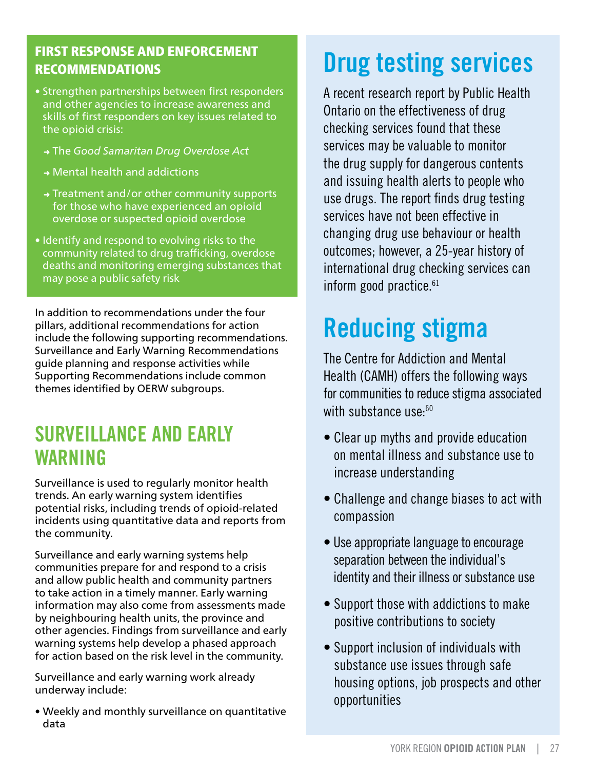### FIRST RESPONSE AND ENFORCEMENT RECOMMENDATIONS

- Strengthen partnerships between first responders and other agencies to increase awareness and skills of first responders on key issues related to the opioid crisis:
  - The *Good Samaritan Drug Overdose Act*
  - Mental health and addictions
  - Treatment and/or other community supports for those who have experienced an opioid overdose or suspected opioid overdose
- Identify and respond to evolving risks to the community related to drug trafficking, overdose deaths and monitoring emerging substances that may pose a public safety risk

In addition to recommendations under the four pillars, additional recommendations for action include the following supporting recommendations. Surveillance and Early Warning Recommendations guide planning and response activities while Supporting Recommendations include common themes identified by OERW subgroups.

## SURVEILLANCE AND EARLY WARNING

Surveillance is used to regularly monitor health trends. An early warning system identifies potential risks, including trends of opioid-related incidents using quantitative data and reports from the community.

Surveillance and early warning systems help communities prepare for and respond to a crisis and allow public health and community partners to take action in a timely manner. Early warning information may also come from assessments made by neighbouring health units, the province and other agencies. Findings from surveillance and early warning systems help develop a phased approach for action based on the risk level in the community.

Surveillance and early warning work already underway include:

- Weekly and monthly surveillance on quantitative data

## Drug testing services

A recent research report by Public Health Ontario on the effectiveness of drug checking services found that these services may be valuable to monitor the drug supply for dangerous contents and issuing health alerts to people who use drugs. The report finds drug testing services have not been effective in changing drug use behaviour or health outcomes; however, a 25-year history of international drug checking services can inform good practice.[61]

## Reducing stigma

The Centre for Addiction and Mental Health (CAMH) offers the following ways for communities to reduce stigma associated with substance use:[60]

- Clear up myths and provide education on mental illness and substance use to increase understanding
- Challenge and change biases to act with compassion
- Use appropriate language to encourage separation between the individual's identity and their illness or substance use
- Support those with addictions to make positive contributions to society
- Support inclusion of individuals with substance use issues through safe housing options, job prospects and other opportunities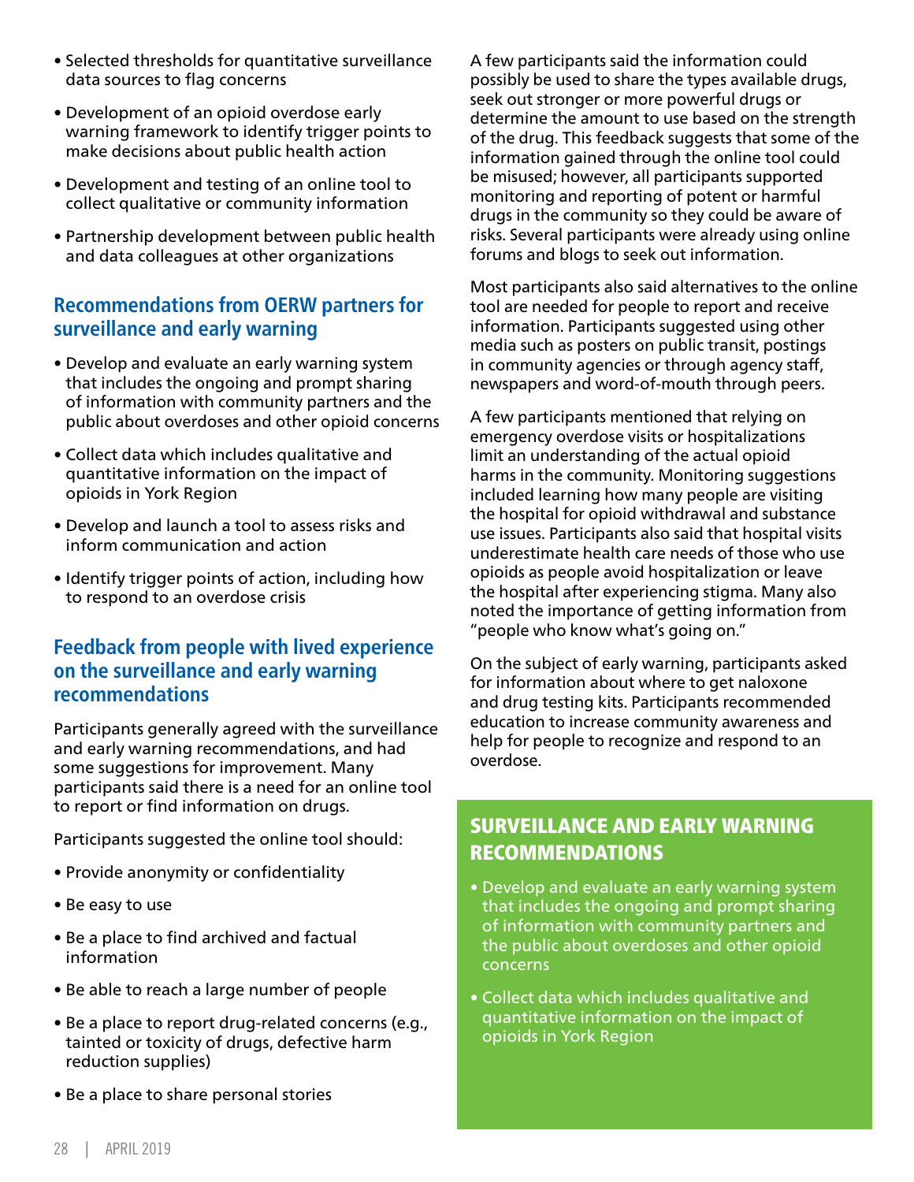- Selected thresholds for quantitative surveillance data sources to flag concerns
- Development of an opioid overdose early warning framework to identify trigger points to make decisions about public health action
- Development and testing of an online tool to collect qualitative or community information
- Partnership development between public health and data colleagues at other organizations

### Recommendations from OERW partners for surveillance and early warning

- Develop and evaluate an early warning system that includes the ongoing and prompt sharing of information with community partners and the public about overdoses and other opioid concerns
- Collect data which includes qualitative and quantitative information on the impact of opioids in York Region
- Develop and launch a tool to assess risks and inform communication and action
- Identify trigger points of action, including how to respond to an overdose crisis

### Feedback from people with lived experience on the surveillance and early warning recommendations

Participants generally agreed with the surveillance and early warning recommendations, and had some suggestions for improvement. Many participants said there is a need for an online tool to report or find information on drugs.

Participants suggested the online tool should:

- Provide anonymity or confidentiality
- Be easy to use
- Be a place to find archived and factual information
- Be able to reach a large number of people
- Be a place to report drug-related concerns (e.g., tainted or toxicity of drugs, defective harm reduction supplies)
- Be a place to share personal stories

A few participants said the information could possibly be used to share the types available drugs, seek out stronger or more powerful drugs or determine the amount to use based on the strength of the drug. This feedback suggests that some of the information gained through the online tool could be misused; however, all participants supported monitoring and reporting of potent or harmful drugs in the community so they could be aware of risks. Several participants were already using online forums and blogs to seek out information.

Most participants also said alternatives to the online tool are needed for people to report and receive information. Participants suggested using other media such as posters on public transit, postings in community agencies or through agency staff, newspapers and word-of-mouth through peers.

A few participants mentioned that relying on emergency overdose visits or hospitalizations limit an understanding of the actual opioid harms in the community. Monitoring suggestions included learning how many people are visiting the hospital for opioid withdrawal and substance use issues. Participants also said that hospital visits underestimate health care needs of those who use opioids as people avoid hospitalization or leave the hospital after experiencing stigma. Many also noted the importance of getting information from "people who know what's going on."

On the subject of early warning, participants asked for information about where to get naloxone and drug testing kits. Participants recommended education to increase community awareness and help for people to recognize and respond to an overdose.

### SURVEILLANCE AND EARLY WARNING RECOMMENDATIONS

- Develop and evaluate an early warning system that includes the ongoing and prompt sharing of information with community partners and the public about overdoses and other opioid concerns
- Collect data which includes qualitative and quantitative information on the impact of opioids in York Region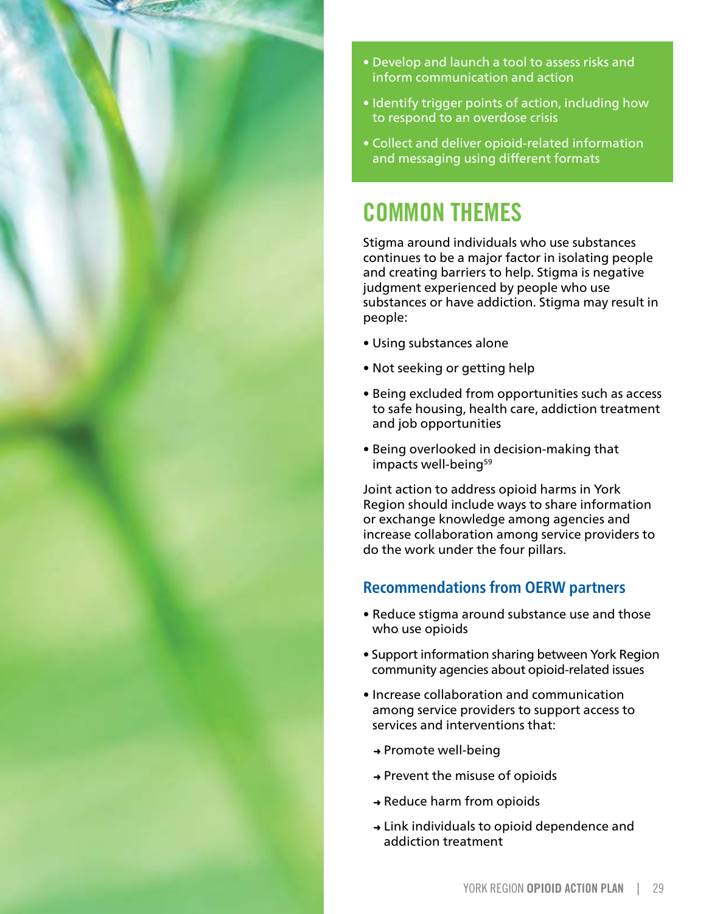- Develop and launch a tool to assess risks and inform communication and action
- Identify trigger points of action, including how to respond to an overdose crisis
- Collect and deliver opioid-related information and messaging using different formats

## COMMON THEMES

Stigma around individuals who use substances continues to be a major factor in isolating people and creating barriers to help. Stigma is negative judgment experienced by people who use substances or have addiction. Stigma may result in people:

- Using substances alone
- Not seeking or getting help
- Being excluded from opportunities such as access to safe housing, health care, addiction treatment and job opportunities
- Being overlooked in decision-making that impacts well-being[59]

Joint action to address opioid harms in York Region should include ways to share information or exchange knowledge among agencies and increase collaboration among service providers to do the work under the four pillars.

### Recommendations from OERW partners

- Reduce stigma around substance use and those who use opioids
- Support information sharing between York Region community agencies about opioid-related issues
- Increase collaboration and communication among service providers to support access to services and interventions that:
  - → Promote well-being
  - → Prevent the misuse of opioids
  - → Reduce harm from opioids
  - → Link individuals to opioid dependence and addiction treatment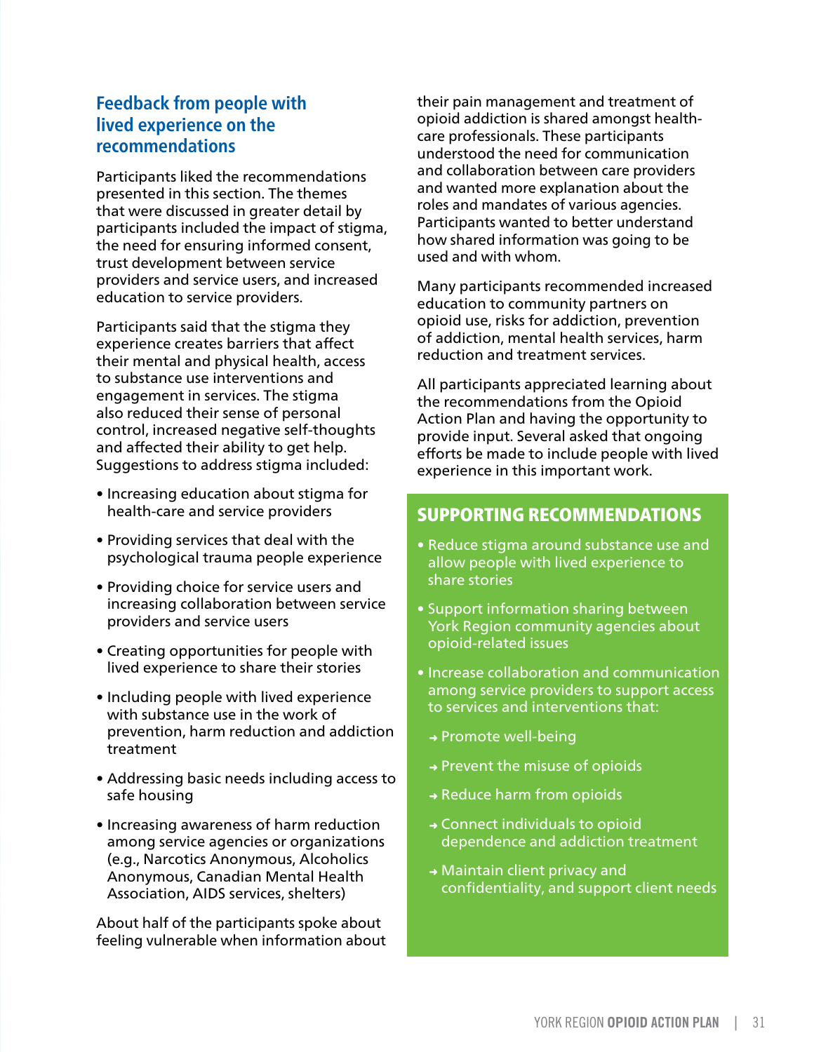## Feedback from people with lived experience on the recommendations

Participants liked the recommendations presented in this section. The themes that were discussed in greater detail by participants included the impact of stigma, the need for ensuring informed consent, trust development between service providers and service users, and increased education to service providers.

Participants said that the stigma they experience creates barriers that affect their mental and physical health, access to substance use interventions and engagement in services. The stigma also reduced their sense of personal control, increased negative self-thoughts and affected their ability to get help. Suggestions to address stigma included:

- Increasing education about stigma for health-care and service providers
- Providing services that deal with the psychological trauma people experience
- Providing choice for service users and increasing collaboration between service providers and service users
- Creating opportunities for people with lived experience to share their stories
- Including people with lived experience with substance use in the work of prevention, harm reduction and addiction treatment
- Addressing basic needs including access to safe housing
- Increasing awareness of harm reduction among service agencies or organizations (e.g., Narcotics Anonymous, Alcoholics Anonymous, Canadian Mental Health Association, AIDS services, shelters)

About half of the participants spoke about feeling vulnerable when information about their pain management and treatment of opioid addiction is shared amongst health-care professionals. These participants understood the need for communication and collaboration between care providers and wanted more explanation about the roles and mandates of various agencies. Participants wanted to better understand how shared information was going to be used and with whom.

Many participants recommended increased education to community partners on opioid use, risks for addiction, prevention of addiction, mental health services, harm reduction and treatment services.

All participants appreciated learning about the recommendations from the Opioid Action Plan and having the opportunity to provide input. Several asked that ongoing efforts be made to include people with lived experience in this important work.

### SUPPORTING RECOMMENDATIONS

- Reduce stigma around substance use and allow people with lived experience to share stories
- Support information sharing between York Region community agencies about opioid-related issues
- Increase collaboration and communication among service providers to support access to services and interventions that:
  - Promote well-being
  - Prevent the misuse of opioids
  - Reduce harm from opioids
  - Connect individuals to opioid dependence and addiction treatment
  - Maintain client privacy and confidentiality, and support client needs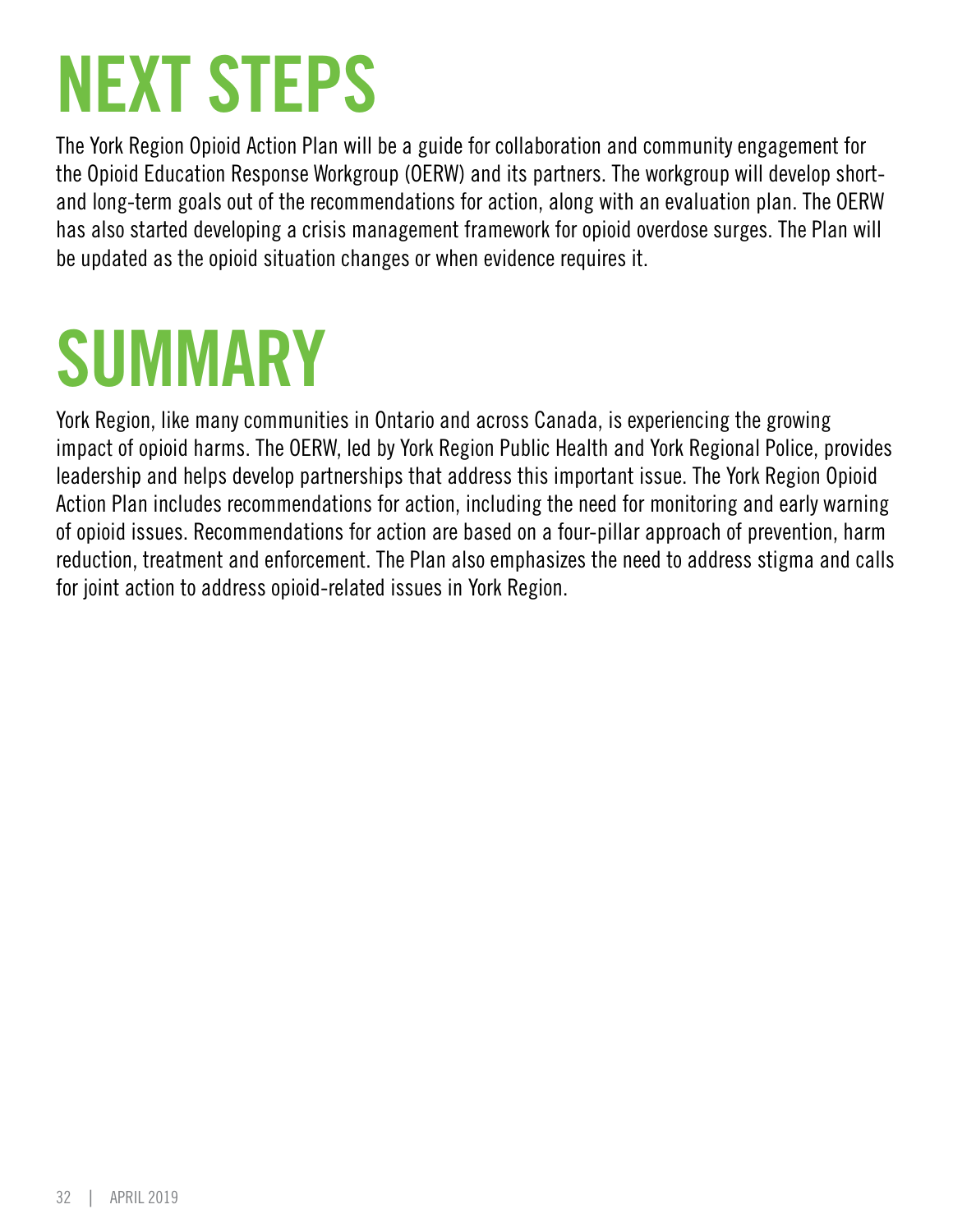# NEXT STEPS

The York Region Opioid Action Plan will be a guide for collaboration and community engagement for the Opioid Education Response Workgroup (OERW) and its partners. The workgroup will develop short- and long-term goals out of the recommendations for action, along with an evaluation plan. The OERW has also started developing a crisis management framework for opioid overdose surges. The Plan will be updated as the opioid situation changes or when evidence requires it.

# SUMMARY

York Region, like many communities in Ontario and across Canada, is experiencing the growing impact of opioid harms. The OERW, led by York Region Public Health and York Regional Police, provides leadership and helps develop partnerships that address this important issue. The York Region Opioid Action Plan includes recommendations for action, including the need for monitoring and early warning of opioid issues. Recommendations for action are based on a four-pillar approach of prevention, harm reduction, treatment and enforcement. The Plan also emphasizes the need to address stigma and calls for joint action to address opioid-related issues in York Region.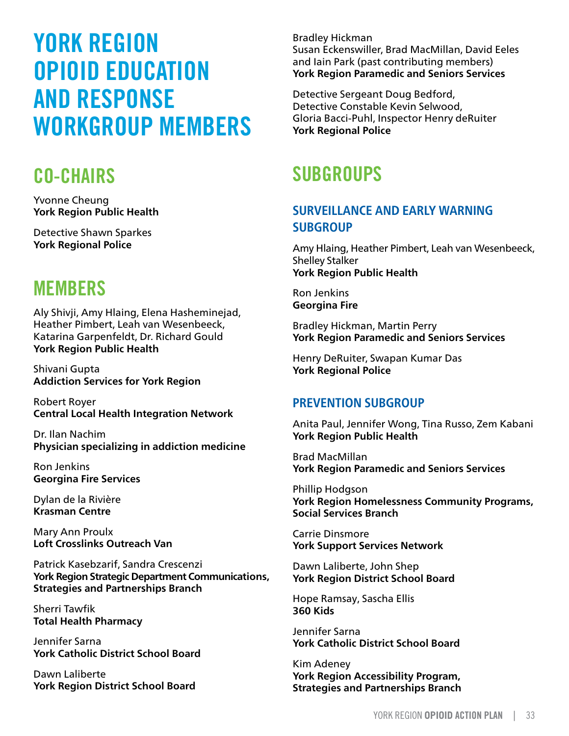# YORK REGION OPIOID EDUCATION AND RESPONSE WORKGROUP MEMBERS

## CO-CHAIRS

Yvonne Cheung
**York Region Public Health**

Detective Shawn Sparkes
**York Regional Police**

## MEMBERS

Aly Shivji, Amy Hlaing, Elena Hasheminejad, Heather Pimbert, Leah van Wesenbeeck, Katarina Garpenfeldt, Dr. Richard Gould
**York Region Public Health**

Shivani Gupta
**Addiction Services for York Region**

Robert Royer
**Central Local Health Integration Network**

Dr. Ilan Nachim
**Physician specializing in addiction medicine**

Ron Jenkins
**Georgina Fire Services**

Dylan de la Rivière
**Krasman Centre**

Mary Ann Proulx
**Loft Crosslinks Outreach Van**

Patrick Kasebzarif, Sandra Crescenzi
**York Region Strategic Department Communications, Strategies and Partnerships Branch**

Sherri Tawfik
**Total Health Pharmacy**

Jennifer Sarna
**York Catholic District School Board**

Dawn Laliberte
**York Region District School Board**

Bradley Hickman
Susan Eckenswiller, Brad MacMillan, David Eeles and Iain Park (past contributing members)
**York Region Paramedic and Seniors Services**

Detective Sergeant Doug Bedford, Detective Constable Kevin Selwood, Gloria Bacci-Puhl, Inspector Henry deRuiter
**York Regional Police**

## SUBGROUPS

### SURVEILLANCE AND EARLY WARNING SUBGROUP

Amy Hlaing, Heather Pimbert, Leah van Wesenbeeck, Shelley Stalker
**York Region Public Health**

Ron Jenkins
**Georgina Fire**

Bradley Hickman, Martin Perry
**York Region Paramedic and Seniors Services**

Henry DeRuiter, Swapan Kumar Das
**York Regional Police**

### PREVENTION SUBGROUP

Anita Paul, Jennifer Wong, Tina Russo, Zem Kabani
**York Region Public Health**

Brad MacMillan
**York Region Paramedic and Seniors Services**

Phillip Hodgson
**York Region Homelessness Community Programs, Social Services Branch**

Carrie Dinsmore
**York Support Services Network**

Dawn Laliberte, John Shep
**York Region District School Board**

Hope Ramsay, Sascha Ellis
**360 Kids**

Jennifer Sarna
**York Catholic District School Board**

Kim Adeney
**York Region Accessibility Program, Strategies and Partnerships Branch**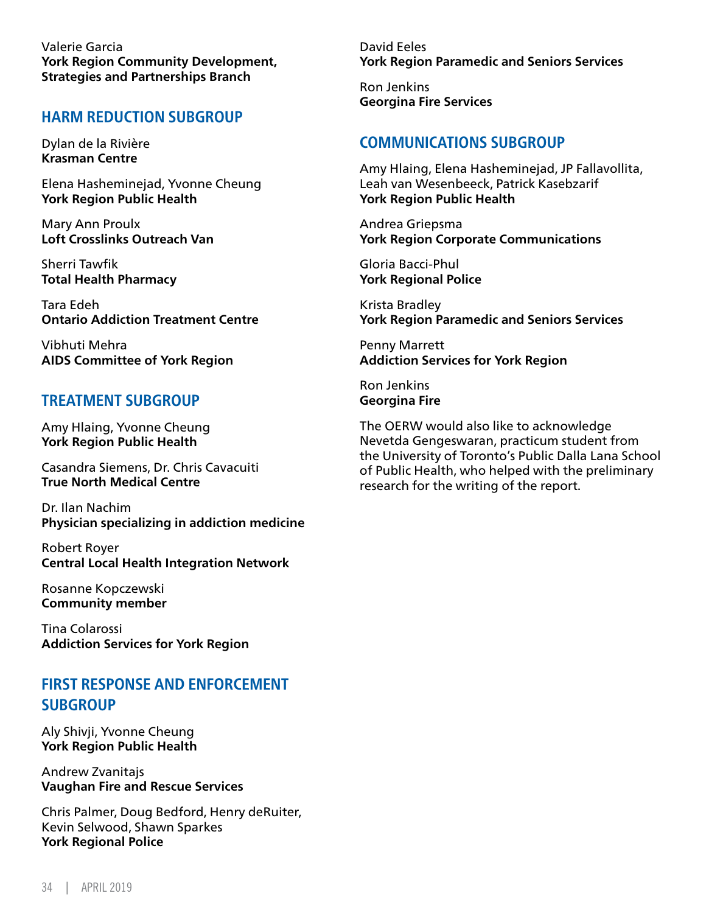Valerie Garcia
**York Region Community Development, Strategies and Partnerships Branch**

## HARM REDUCTION SUBGROUP

Dylan de la Rivière
**Krasman Centre**

Elena Hasheminejad, Yvonne Cheung
**York Region Public Health**

Mary Ann Proulx
**Loft Crosslinks Outreach Van**

Sherri Tawfik
**Total Health Pharmacy**

Tara Edeh
**Ontario Addiction Treatment Centre**

Vibhuti Mehra
**AIDS Committee of York Region**

## TREATMENT SUBGROUP

Amy Hlaing, Yvonne Cheung
**York Region Public Health**

Casandra Siemens, Dr. Chris Cavacuiti
**True North Medical Centre**

Dr. Ilan Nachim
**Physician specializing in addiction medicine**

Robert Royer
**Central Local Health Integration Network**

Rosanne Kopczewski
**Community member**

Tina Colarossi
**Addiction Services for York Region**

## FIRST RESPONSE AND ENFORCEMENT SUBGROUP

Aly Shivji, Yvonne Cheung
**York Region Public Health**

Andrew Zvanitajs
**Vaughan Fire and Rescue Services**

Chris Palmer, Doug Bedford, Henry deRuiter, Kevin Selwood, Shawn Sparkes
**York Regional Police**

David Eeles
**York Region Paramedic and Seniors Services**

Ron Jenkins
**Georgina Fire Services**

## COMMUNICATIONS SUBGROUP

Amy Hlaing, Elena Hasheminejad, JP Fallavollita, Leah van Wesenbeeck, Patrick Kasebzarif
**York Region Public Health**

Andrea Griepsma
**York Region Corporate Communications**

Gloria Bacci-Phul
**York Regional Police**

Krista Bradley
**York Region Paramedic and Seniors Services**

Penny Marrett
**Addiction Services for York Region**

Ron Jenkins
**Georgina Fire**

The OERW would also like to acknowledge Nevetda Gengeswaran, practicum student from the University of Toronto's Public Dalla Lana School of Public Health, who helped with the preliminary research for the writing of the report.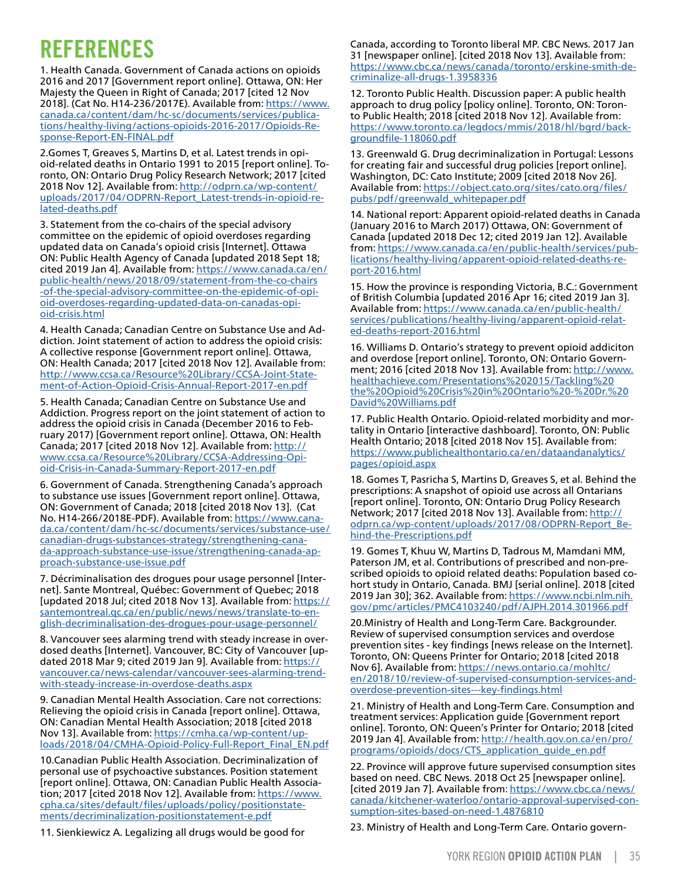# REFERENCES

1. Health Canada. Government of Canada actions on opioids 2016 and 2017 [Government report online]. Ottawa, ON: Her Majesty the Queen in Right of Canada; 2017 [cited 12 Nov 2018]. (Cat No. H14-236/2017E). Available from: https://www.canada.ca/content/dam/hc-sc/documents/services/publications/healthy-living/actions-opioids-2016-2017/Opioids-Response-Report-EN-FINAL.pdf

2. Gomes T, Greaves S, Martins D, et al. Latest trends in opioid-related deaths in Ontario 1991 to 2015 [report online]. Toronto, ON: Ontario Drug Policy Research Network; 2017 [cited 2018 Nov 12]. Available from: http://odprn.ca/wp-content/uploads/2017/04/ODPRN-Report_Latest-trends-in-opioid-related-deaths.pdf

3. Statement from the co-chairs of the special advisory committee on the epidemic of opioid overdoses regarding updated data on Canada's opioid crisis [Internet]. Ottawa ON: Public Health Agency of Canada [updated 2018 Sept 18; cited 2019 Jan 4]. Available from: https://www.canada.ca/en/public-health/news/2018/09/statement-from-the-co-chairs-of-the-special-advisory-committee-on-the-epidemic-of-opioid-overdoses-regarding-updated-data-on-canadas-opioid-crisis.html

4. Health Canada; Canadian Centre on Substance Use and Addiction. Joint statement of action to address the opioid crisis: A collective response [Government report online]. Ottawa, ON: Health Canada; 2017 [cited 2018 Nov 12]. Available from: http://www.ccsa.ca/Resource%20Library/CCSA-Joint-Statement-of-Action-Opioid-Crisis-Annual-Report-2017-en.pdf

5. Health Canada; Canadian Centre on Substance Use and Addiction. Progress report on the joint statement of action to address the opioid crisis in Canada (December 2016 to February 2017) [Government report online]. Ottawa, ON: Health Canada; 2017 [cited 2018 Nov 12]. Available from: http://www.ccsa.ca/Resource%20Library/CCSA-Addressing-Opioid-Crisis-in-Canada-Summary-Report-2017-en.pdf

6. Government of Canada. Strengthening Canada's approach to substance use issues [Government report online]. Ottawa, ON: Government of Canada; 2018 [cited 2018 Nov 13]. (Cat No. H14-266/2018E-PDF). Available from: https://www.canada.ca/content/dam/hc-sc/documents/services/substance-use/canadian-drugs-substances-strategy/strengthening-canada-approach-substance-use-issue/strengthening-canada-approach-substance-use-issue.pdf

7. Décriminalisation des drogues pour usage personnel [Internet]. Sante Montreal, Québec: Government of Quebec; 2018 [updated 2018 Jul; cited 2018 Nov 13]. Available from: https://santemontreal.qc.ca/en/public/news/news/translate-to-english-decriminalisation-des-drogues-pour-usage-personnel/

8. Vancouver sees alarming trend with steady increase in overdosed deaths [Internet]. Vancouver, BC: City of Vancouver [updated 2018 Mar 9; cited 2019 Jan 9]. Available from: https://vancouver.ca/news-calendar/vancouver-sees-alarming-trend-with-steady-increase-in-overdose-deaths.aspx

9. Canadian Mental Health Association. Care not corrections: Relieving the opioid crisis in Canada [report online]. Ottawa, ON: Canadian Mental Health Association; 2018 [cited 2018 Nov 13]. Available from: https://cmha.ca/wp-content/uploads/2018/04/CMHA-Opioid-Policy-Full-Report_Final_EN.pdf

10. Canadian Public Health Association. Decriminalization of personal use of psychoactive substances. Position statement [report online]. Ottawa, ON: Canadian Public Health Association; 2017 [cited 2018 Nov 12]. Available from: https://www.cpha.ca/sites/default/files/uploads/policy/positionstatements/decriminalization-positionstatement-e.pdf

11. Sienkiewicz A. Legalizing all drugs would be good for Canada, according to Toronto liberal MP. CBC News. 2017 Jan 31 [newspaper online]. [cited 2018 Nov 13]. Available from: https://www.cbc.ca/news/canada/toronto/erskine-smith-decriminalize-all-drugs-1.3958336

12. Toronto Public Health. Discussion paper: A public health approach to drug policy [policy online]. Toronto, ON: Toronto Public Health; 2018 [cited 2018 Nov 12]. Available from: https://www.toronto.ca/legdocs/mmis/2018/hl/bgrd/backgroundfile-118060.pdf

13. Greenwald G. Drug decriminalization in Portugal: Lessons for creating fair and successful drug policies [report online]. Washington, DC: Cato Institute; 2009 [cited 2018 Nov 26]. Available from: https://object.cato.org/sites/cato.org/files/pubs/pdf/greenwald_whitepaper.pdf

14. National report: Apparent opioid-related deaths in Canada (January 2016 to March 2017) Ottawa, ON: Government of Canada [updated 2018 Dec 12; cited 2019 Jan 12]. Available from: https://www.canada.ca/en/public-health/services/publications/healthy-living/apparent-opioid-related-deaths-report-2016.html

15. How the province is responding Victoria, B.C.: Government of British Columbia [updated 2016 Apr 16; cited 2019 Jan 3]. Available from: https://www.canada.ca/en/public-health/services/publications/healthy-living/apparent-opioid-related-deaths-report-2016.html

16. Williams D. Ontario's strategy to prevent opioid addiciton and overdose [report online]. Toronto, ON: Ontario Government; 2016 [cited 2018 Nov 13]. Available from: http://www.healthachieve.com/Presentations%202015/Tackling%20the%20Opioid%20Crisis%20in%20Ontario%20-%20Dr.%20David%20Williams.pdf

17. Public Health Ontario. Opioid-related morbidity and mortality in Ontario [interactive dashboard]. Toronto, ON: Public Health Ontario; 2018 [cited 2018 Nov 15]. Available from: https://www.publichealthontario.ca/en/dataandanalytics/pages/opioid.aspx

18. Gomes T, Pasricha S, Martins D, Greaves S, et al. Behind the prescriptions: A snapshot of opioid use across all Ontarians [report online]. Toronto, ON: Ontario Drug Policy Research Network; 2017 [cited 2018 Nov 13]. Available from: http://odprn.ca/wp-content/uploads/2017/08/ODPRN-Report_Behind-the-Prescriptions.pdf

19. Gomes T, Khuu W, Martins D, Tadrous M, Mamdani MM, Paterson JM, et al. Contributions of prescribed and non-prescribed opioids to opioid related deaths: Population based cohort study in Ontario, Canada. BMJ [serial online]. 2018 [cited 2019 Jan 30]; 362. Available from: https://www.ncbi.nlm.nih.gov/pmc/articles/PMC4103240/pdf/AJPH.2014.301966.pdf

20. Ministry of Health and Long-Term Care. Backgrounder. Review of supervised consumption services and overdose prevention sites - key findings [news release on the Internet]. Toronto, ON: Queens Printer for Ontario; 2018 [cited 2018 Nov 6]. Available from: https://news.ontario.ca/mohltc/en/2018/10/review-of-supervised-consumption-services-and-overdose-prevention-sites---key-findings.html

21. Ministry of Health and Long-Term Care. Consumption and treatment services: Application guide [Government report online]. Toronto, ON: Queen's Printer for Ontario; 2018 [cited 2019 Jan 4]. Available from: http://health.gov.on.ca/en/pro/programs/opioids/docs/CTS_application_guide_en.pdf

22. Province will approve future supervised consumption sites based on need. CBC News. 2018 Oct 25 [newspaper online]. [cited 2019 Jan 7]. Available from: https://www.cbc.ca/news/canada/kitchener-waterloo/ontario-approval-supervised-consumption-sites-based-on-need-1.4876810

23. Ministry of Health and Long-Term Care. Ontario govern-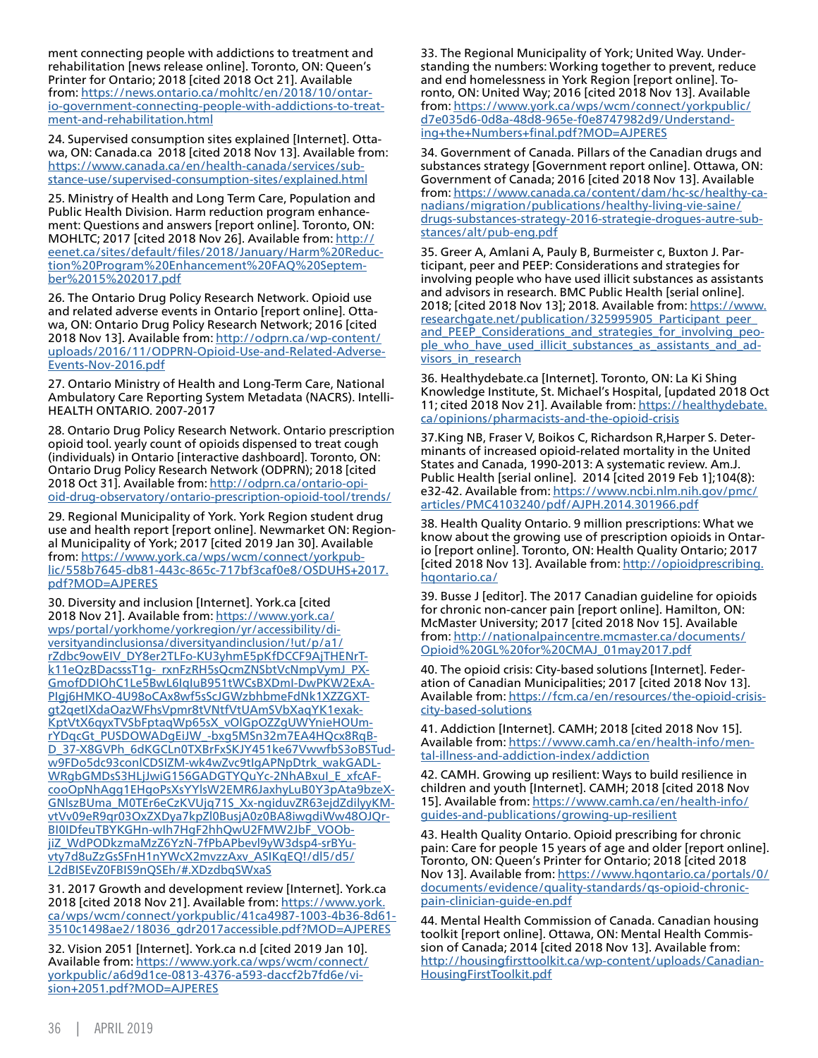ment connecting people with addictions to treatment and rehabilitation [news release online]. Toronto, ON: Queen's Printer for Ontario; 2018 [cited 2018 Oct 21]. Available from: https://news.ontario.ca/mohltc/en/2018/10/ontario-government-connecting-people-with-addictions-to-treatment-and-rehabilitation.html

24. Supervised consumption sites explained [Internet]. Ottawa, ON: Canada.ca 2018 [cited 2018 Nov 13]. Available from: https://www.canada.ca/en/health-canada/services/substance-use/supervised-consumption-sites/explained.html

25. Ministry of Health and Long Term Care, Population and Public Health Division. Harm reduction program enhancement: Questions and answers [report online]. Toronto, ON: MOHLTC; 2017 [cited 2018 Nov 26]. Available from: http://eenet.ca/sites/default/files/2018/January/Harm%20Reduction%20Program%20Enhancement%20FAQ%20September%2015%202017.pdf

26. The Ontario Drug Policy Research Network. Opioid use and related adverse events in Ontario [report online]. Ottawa, ON: Ontario Drug Policy Research Network; 2016 [cited 2018 Nov 13]. Available from: http://odprn.ca/wp-content/uploads/2016/11/ODPRN-Opioid-Use-and-Related-Adverse-Events-Nov-2016.pdf

27. Ontario Ministry of Health and Long-Term Care, National Ambulatory Care Reporting System Metadata (NACRS). IntelliHEALTH ONTARIO. 2007-2017

28. Ontario Drug Policy Research Network. Ontario prescription opioid tool. yearly count of opioids dispensed to treat cough (individuals) in Ontario [interactive dashboard]. Toronto, ON: Ontario Drug Policy Research Network (ODPRN); 2018 [cited 2018 Oct 31]. Available from: http://odprn.ca/ontario-opioid-drug-observatory/ontario-prescription-opioid-tool/trends/

29. Regional Municipality of York. York Region student drug use and health report [report online]. Newmarket ON: Regional Municipality of York; 2017 [cited 2019 Jan 30]. Available from: https://www.york.ca/wps/wcm/connect/yorkpublic/558b7645-db81-443c-865c-717bf3caf0e8/OSDUHS+2017.pdf?MOD=AJPERES

30. Diversity and inclusion [Internet]. York.ca [cited 2018 Nov 21]. Available from: https://www.york.ca/wps/portal/yorkhome/yorkregion/yr/accessibility/diversityandinclusionsa/diversityandinclusion/!ut/p/a1/rZdbc9owEIV_DY8er2TLFo-KU3yhmE5pKfDCCF9AjTHENrTk11eQzBDacsssT1g-_rxnFzRH5sQcmZNSbtVcNmpVymJ_PXGmofDDIOhC1Le5BwL6IqIuB951tWCsBXDmI-DwPKW2ExAPIgj6HMKO-4U98oCAx8wf5sScJGWzbhbmeFdNk1XZZGXTgt2qetIXdaOazWFhsVpmr8tVNtfVtUAmSVbXaqYK1exakKptVtX6qyxTVSbFptaqWp65sX_vOlGpOZZgUWYnieHOUmrYDqcGt_PUSDOWADgEiJW_-bxg5MSn32m7EA4HQcx8RqB-D_37-X8GVPh_6dKGCLn0TXBrFxSKJY451ke67VwwfbS3oBSTudw9FDo5dc93conlCDSIZM-wk4wZvc9tIgAPNpDtrk_wakGADL-WRgbGMDsS3HLjJwiG156GADGTYQuYc-2NhABxuI_E_xfcAF-cooOpNhAgg1EHgoPsXsYYlsW2EMR6JaxhyLuB0Y3pAta9bzeX-GNlszBUma_M0TEr6eCzKVUjq71S_Xx-ngiduvZR63ejdZdilyyKM-vtVv09eR9qr03OxZXDya7kpZl0BusjA0z0BA8iwgdiWw48OJQr-BI0IDfeuTBYKGHn-wIh7HgF2hhQwU2FMW2JbF_VOObjiZ_WdPODkzmaMzZ6YzN-7fPbAPbevl9yW3dsp4-srBYuvty7d8uZzGsSFnH1nYWcX2mvzzAxv_ASIKqEQ!/dl5/d5/L2dBISEvZ0FBIS9nQSEh/#.XDzdbqSWxaS

31. 2017 Growth and development review [Internet]. York.ca 2018 [cited 2018 Nov 21]. Available from: https://www.york.ca/wps/wcm/connect/yorkpublic/41ca4987-1003-4b36-8d61-3510c1498ae2/18036_gdr2017accessible.pdf?MOD=AJPERES

32. Vision 2051 [Internet]. York.ca n.d [cited 2019 Jan 10]. Available from: https://www.york.ca/wps/wcm/connect/yorkpublic/a6d9d1ce-0813-4376-a593-daccf2b7fd6e/vision+2051.pdf?MOD=AJPERES

33. The Regional Municipality of York; United Way. Understanding the numbers: Working together to prevent, reduce and end homelessness in York Region [report online]. Toronto, ON: United Way; 2016 [cited 2018 Nov 13]. Available from: https://www.york.ca/wps/wcm/connect/yorkpublic/d7e035d6-0d8a-48d8-965e-f0e8747982d9/Understanding+the+Numbers+final.pdf?MOD=AJPERES

34. Government of Canada. Pillars of the Canadian drugs and substances strategy [Government report online]. Ottawa, ON: Government of Canada; 2016 [cited 2018 Nov 13]. Available from: https://www.canada.ca/content/dam/hc-sc/healthy-canadians/migration/publications/healthy-living-vie-saine/drugs-substances-strategy-2016-strategie-drogues-autre-substances/alt/pub-eng.pdf

35. Greer A, Amlani A, Pauly B, Burmeister c, Buxton J. Participant, peer and PEEP: Considerations and strategies for involving people who have used illicit substances as assistants and advisors in research. BMC Public Health [serial online]. 2018; [cited 2018 Nov 13]; 2018. Available from: https://www.researchgate.net/publication/325995905_Participant_peer_and_PEEP_Considerations_and_strategies_for_involving_people_who_have_used_illicit_substances_as_assistants_and_advisors_in_research

36. Healthydebate.ca [Internet]. Toronto, ON: La Ki Shing Knowledge Institute, St. Michael's Hospital, [updated 2018 Oct 11; cited 2018 Nov 21]. Available from: https://healthydebate.ca/opinions/pharmacists-and-the-opioid-crisis

37.King NB, Fraser V, Boikos C, Richardson R,Harper S. Determinants of increased opioid-related mortality in the United States and Canada, 1990-2013: A systematic review. Am.J. Public Health [serial online]. 2014 [cited 2019 Feb 1];104(8): e32-42. Available from: https://www.ncbi.nlm.nih.gov/pmc/articles/PMC4103240/pdf/AJPH.2014.301966.pdf

38. Health Quality Ontario. 9 million prescriptions: What we know about the growing use of prescription opioids in Ontario [report online]. Toronto, ON: Health Quality Ontario; 2017 [cited 2018 Nov 13]. Available from: http://opioidprescribing.hqontario.ca/

39. Busse J [editor]. The 2017 Canadian guideline for opioids for chronic non-cancer pain [report online]. Hamilton, ON: McMaster University; 2017 [cited 2018 Nov 15]. Available from: http://nationalpaincentre.mcmaster.ca/documents/Opioid%20GL%20for%20CMAJ_01may2017.pdf

40. The opioid crisis: City-based solutions [Internet]. Federation of Canadian Municipalities; 2017 [cited 2018 Nov 13]. Available from: https://fcm.ca/en/resources/the-opioid-crisis-city-based-solutions

41. Addiction [Internet]. CAMH; 2018 [cited 2018 Nov 15]. Available from: https://www.camh.ca/en/health-info/mental-illness-and-addiction-index/addiction

42. CAMH. Growing up resilient: Ways to build resilience in children and youth [Internet]. CAMH; 2018 [cited 2018 Nov 15]. Available from: https://www.camh.ca/en/health-info/guides-and-publications/growing-up-resilient

43. Health Quality Ontario. Opioid prescribing for chronic pain: Care for people 15 years of age and older [report online]. Toronto, ON: Queen's Printer for Ontario; 2018 [cited 2018 Nov 13]. Available from: https://www.hqontario.ca/portals/0/documents/evidence/quality-standards/qs-opioid-chronic-pain-clinician-guide-en.pdf

44. Mental Health Commission of Canada. Canadian housing toolkit [report online]. Ottawa, ON: Mental Health Commission of Canada; 2014 [cited 2018 Nov 13]. Available from: http://housingfirsttoolkit.ca/wp-content/uploads/CanadianHousingFirstToolkit.pdf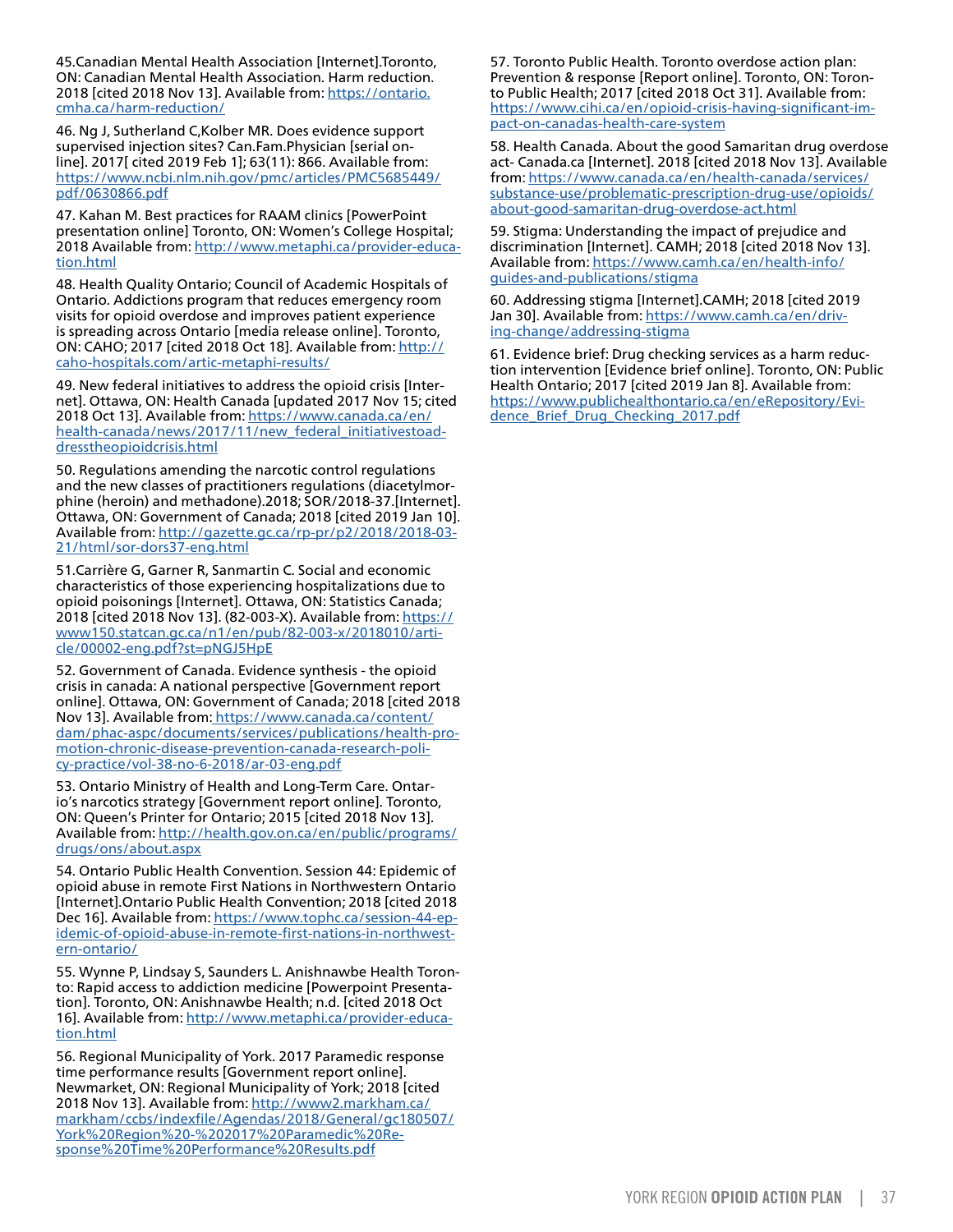45.Canadian Mental Health Association [Internet].Toronto, ON: Canadian Mental Health Association. Harm reduction. 2018 [cited 2018 Nov 13]. Available from: https://ontario.cmha.ca/harm-reduction/

46. Ng J, Sutherland C,Kolber MR. Does evidence support supervised injection sites? Can.Fam.Physician [serial online]. 2017[ cited 2019 Feb 1]; 63(11): 866. Available from: https://www.ncbi.nlm.nih.gov/pmc/articles/PMC5685449/pdf/0630866.pdf

47. Kahan M. Best practices for RAAM clinics [PowerPoint presentation online] Toronto, ON: Women's College Hospital; 2018 Available from: http://www.metaphi.ca/provider-education.html

48. Health Quality Ontario; Council of Academic Hospitals of Ontario. Addictions program that reduces emergency room visits for opioid overdose and improves patient experience is spreading across Ontario [media release online]. Toronto, ON: CAHO; 2017 [cited 2018 Oct 18]. Available from: http://caho-hospitals.com/artic-metaphi-results/

49. New federal initiatives to address the opioid crisis [Internet]. Ottawa, ON: Health Canada [updated 2017 Nov 15; cited 2018 Oct 13]. Available from: https://www.canada.ca/en/health-canada/news/2017/11/new_federal_initiativestoaddresstheopioidcrisis.html

50. Regulations amending the narcotic control regulations and the new classes of practitioners regulations (diacetylmorphine (heroin) and methadone).2018; SOR/2018-37.[Internet]. Ottawa, ON: Government of Canada; 2018 [cited 2019 Jan 10]. Available from: http://gazette.gc.ca/rp-pr/p2/2018/2018-03-21/html/sor-dors37-eng.html

51.Carrière G, Garner R, Sanmartin C. Social and economic characteristics of those experiencing hospitalizations due to opioid poisonings [Internet]. Ottawa, ON: Statistics Canada; 2018 [cited 2018 Nov 13]. (82-003-X). Available from: https://www150.statcan.gc.ca/n1/en/pub/82-003-x/2018010/article/00002-eng.pdf?st=pNGJ5HpE

52. Government of Canada. Evidence synthesis - the opioid crisis in canada: A national perspective [Government report online]. Ottawa, ON: Government of Canada; 2018 [cited 2018 Nov 13]. Available from: https://www.canada.ca/content/dam/phac-aspc/documents/services/publications/health-promotion-chronic-disease-prevention-canada-research-policy-practice/vol-38-no-6-2018/ar-03-eng.pdf

53. Ontario Ministry of Health and Long-Term Care. Ontario's narcotics strategy [Government report online]. Toronto, ON: Queen's Printer for Ontario; 2015 [cited 2018 Nov 13]. Available from: http://health.gov.on.ca/en/public/programs/drugs/ons/about.aspx

54. Ontario Public Health Convention. Session 44: Epidemic of opioid abuse in remote First Nations in Northwestern Ontario [Internet].Ontario Public Health Convention; 2018 [cited 2018 Dec 16]. Available from: https://www.tophc.ca/session-44-epidemic-of-opioid-abuse-in-remote-first-nations-in-northwestern-ontario/

55. Wynne P, Lindsay S, Saunders L. Anishnawbe Health Toronto: Rapid access to addiction medicine [Powerpoint Presentation]. Toronto, ON: Anishnawbe Health; n.d. [cited 2018 Oct 16]. Available from: http://www.metaphi.ca/provider-education.html

56. Regional Municipality of York. 2017 Paramedic response time performance results [Government report online]. Newmarket, ON: Regional Municipality of York; 2018 [cited 2018 Nov 13]. Available from: http://www2.markham.ca/markham/ccbs/indexfile/Agendas/2018/General/gc180507/York%20Region%20-%202017%20Paramedic%20Response%20Time%20Performance%20Results.pdf

57. Toronto Public Health. Toronto overdose action plan: Prevention & response [Report online]. Toronto, ON: Toronto Public Health; 2017 [cited 2018 Oct 31]. Available from: https://www.cihi.ca/en/opioid-crisis-having-significant-impact-on-canadas-health-care-system

58. Health Canada. About the good Samaritan drug overdose act- Canada.ca [Internet]. 2018 [cited 2018 Nov 13]. Available from: https://www.canada.ca/en/health-canada/services/substance-use/problematic-prescription-drug-use/opioids/about-good-samaritan-drug-overdose-act.html

59. Stigma: Understanding the impact of prejudice and discrimination [Internet]. CAMH; 2018 [cited 2018 Nov 13]. Available from: https://www.camh.ca/en/health-info/guides-and-publications/stigma

60. Addressing stigma [Internet].CAMH; 2018 [cited 2019 Jan 30]. Available from: https://www.camh.ca/en/driving-change/addressing-stigma

61. Evidence brief: Drug checking services as a harm reduction intervention [Evidence brief online]. Toronto, ON: Public Health Ontario; 2017 [cited 2019 Jan 8]. Available from: https://www.publichealthontario.ca/en/eRepository/Evidence_Brief_Drug_Checking_2017.pdf